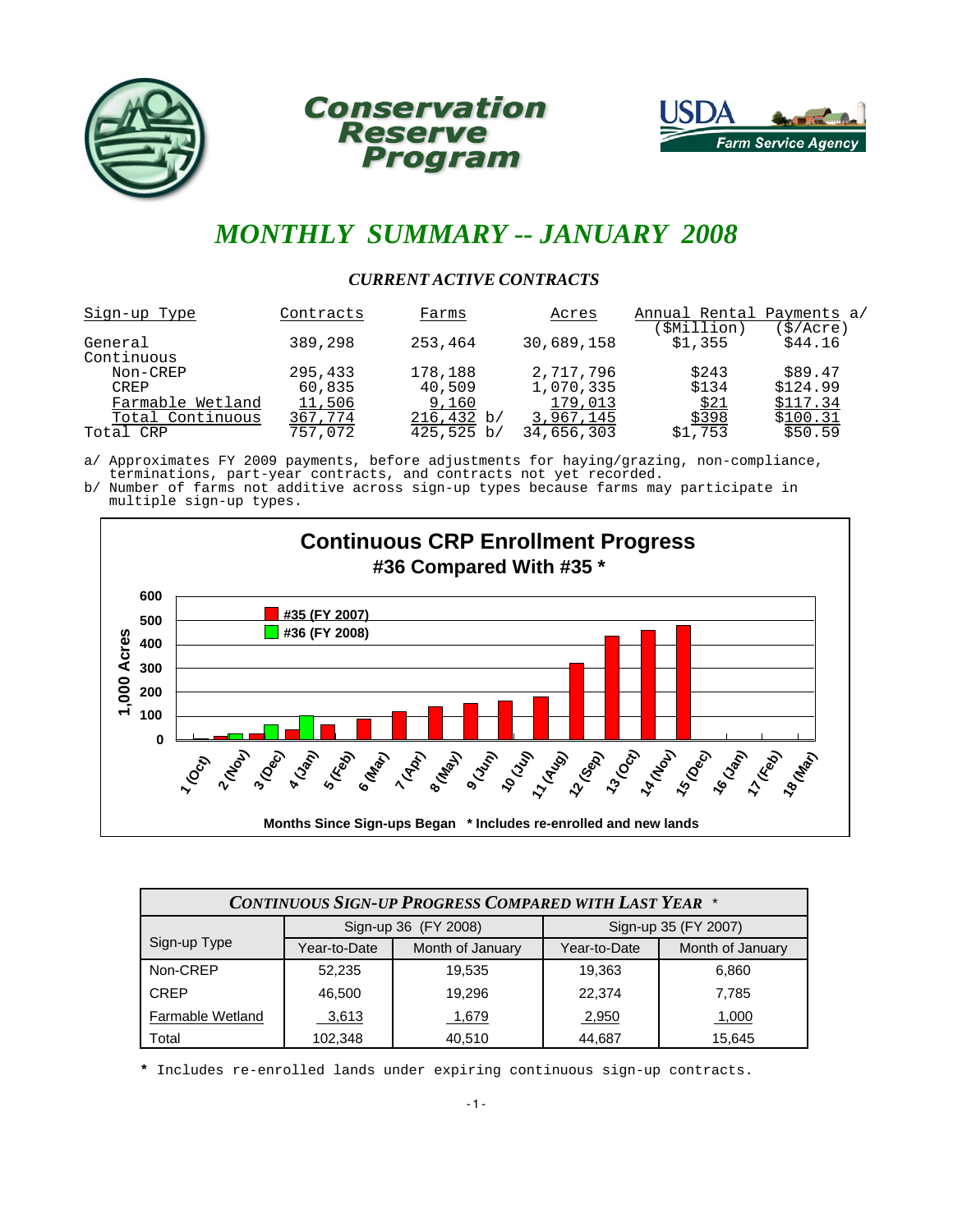# Conservation Reserve Program

## MONTHLY SUMMARY -- JANUARY 2008

### CURRENT ACTIVE CONTRACTS

| Sign-up Type | Contracts | Farms | Acres | Annual Rental Payments a/ ($Million) | Annual Rental Payments a/ ($/Acre) |
|---|---|---|---|---|---|
| General | 389,298 | 253,464 | 30,689,158 | $1,355 | $44.16 |
| Continuous | | | | | |
| Non-CREP | 295,433 | 178,188 | 2,717,796 | $243 | $89.47 |
| CREP | 60,835 | 40,509 | 1,070,335 | $134 | $124.99 |
| Farmable Wetland | 11,506 | 9,160 | 179,013 | $21 | $117.34 |
| Total Continuous | 367,774 | 216,432 b/ | 3,967,145 | $398 | $100.31 |
| Total CRP | 757,072 | 425,525 b/ | 34,656,303 | $1,753 | $50.59 |

a/ Approximates FY 2009 payments, before adjustments for haying/grazing, non-compliance, terminations, part-year contracts, and contracts not yet recorded.
b/ Number of farms not additive across sign-up types because farms may participate in multiple sign-up types.

**Continuous CRP Enrollment Progress**
**#36 Compared With #35 ***

Months Since Sign-ups Began * Includes re-enrolled and new lands

| Sign-up Type | Sign-up 36 (FY 2008) Year-to-Date | Sign-up 36 (FY 2008) Month of January | Sign-up 35 (FY 2007) Year-to-Date | Sign-up 35 (FY 2007) Month of January |
|---|---|---|---|---|
| Non-CREP | 52,235 | 19,535 | 19,363 | 6,860 |
| CREP | 46,500 | 19,296 | 22,374 | 7,785 |
| Farmable Wetland | 3,613 | 1,679 | 2,950 | 1,000 |
| Total | 102,348 | 40,510 | 44,687 | 15,645 |

CONTINUOUS SIGN-UP PROGRESS COMPARED WITH LAST YEAR *

* Includes re-enrolled lands under expiring continuous sign-up contracts.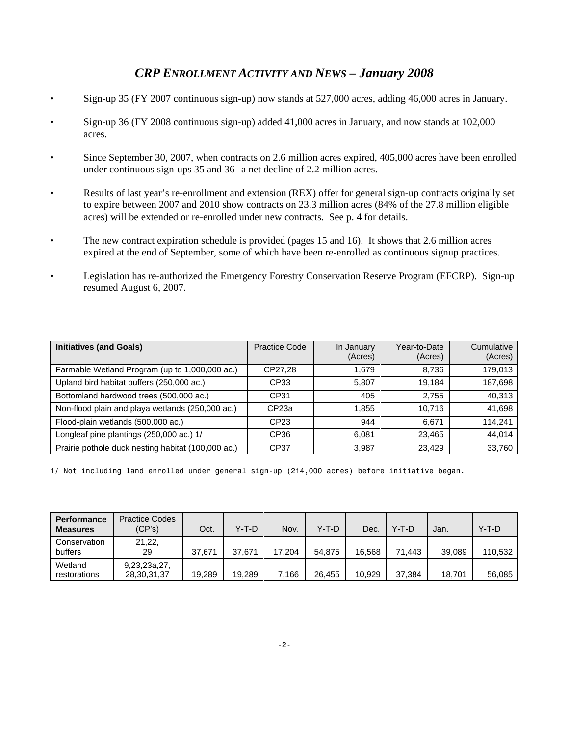# *CRP ENROLLMENT ACTIVITY AND NEWS – January 2008*

- Sign-up 35 (FY 2007 continuous sign-up) now stands at 527,000 acres, adding 46,000 acres in January.
- Sign-up 36 (FY 2008 continuous sign-up) added 41,000 acres in January, and now stands at 102,000 acres.
- Since September 30, 2007, when contracts on 2.6 million acres expired, 405,000 acres have been enrolled under continuous sign-ups 35 and 36--a net decline of 2.2 million acres.
- Results of last year's re-enrollment and extension (REX) offer for general sign-up contracts originally set to expire between 2007 and 2010 show contracts on 23.3 million acres (84% of the 27.8 million eligible acres) will be extended or re-enrolled under new contracts. See p. 4 for details.
- The new contract expiration schedule is provided (pages 15 and 16). It shows that 2.6 million acres expired at the end of September, some of which have been re-enrolled as continuous signup practices.
- Legislation has re-authorized the Emergency Forestry Conservation Reserve Program (EFCRP). Sign-up resumed August 6, 2007.

| Initiatives (and Goals) | Practice Code | In January (Acres) | Year-to-Date (Acres) | Cumulative (Acres) |
|---|---|---|---|---|
| Farmable Wetland Program (up to 1,000,000 ac.) | CP27,28 | 1,679 | 8,736 | 179,013 |
| Upland bird habitat buffers (250,000 ac.) | CP33 | 5,807 | 19,184 | 187,698 |
| Bottomland hardwood trees (500,000 ac.) | CP31 | 405 | 2,755 | 40,313 |
| Non-flood plain and playa wetlands (250,000 ac.) | CP23a | 1,855 | 10,716 | 41,698 |
| Flood-plain wetlands (500,000 ac.) | CP23 | 944 | 6,671 | 114,241 |
| Longleaf pine plantings (250,000 ac.) 1/ | CP36 | 6,081 | 23,465 | 44,014 |
| Prairie pothole duck nesting habitat (100,000 ac.) | CP37 | 3,987 | 23,429 | 33,760 |

1/ Not including land enrolled under general sign-up (214,000 acres) before initiative began.

| Performance Measures | Practice Codes (CP's) | Oct. | Y-T-D | Nov. | Y-T-D | Dec. | Y-T-D | Jan. | Y-T-D |
|---|---|---|---|---|---|---|---|---|---|
| Conservation buffers | 21,22, 29 | 37,671 | 37,671 | 17,204 | 54,875 | 16,568 | 71,443 | 39,089 | 110,532 |
| Wetland restorations | 9,23,23a,27, 28,30,31,37 | 19,289 | 19,289 | 7,166 | 26,455 | 10,929 | 37,384 | 18,701 | 56,085 |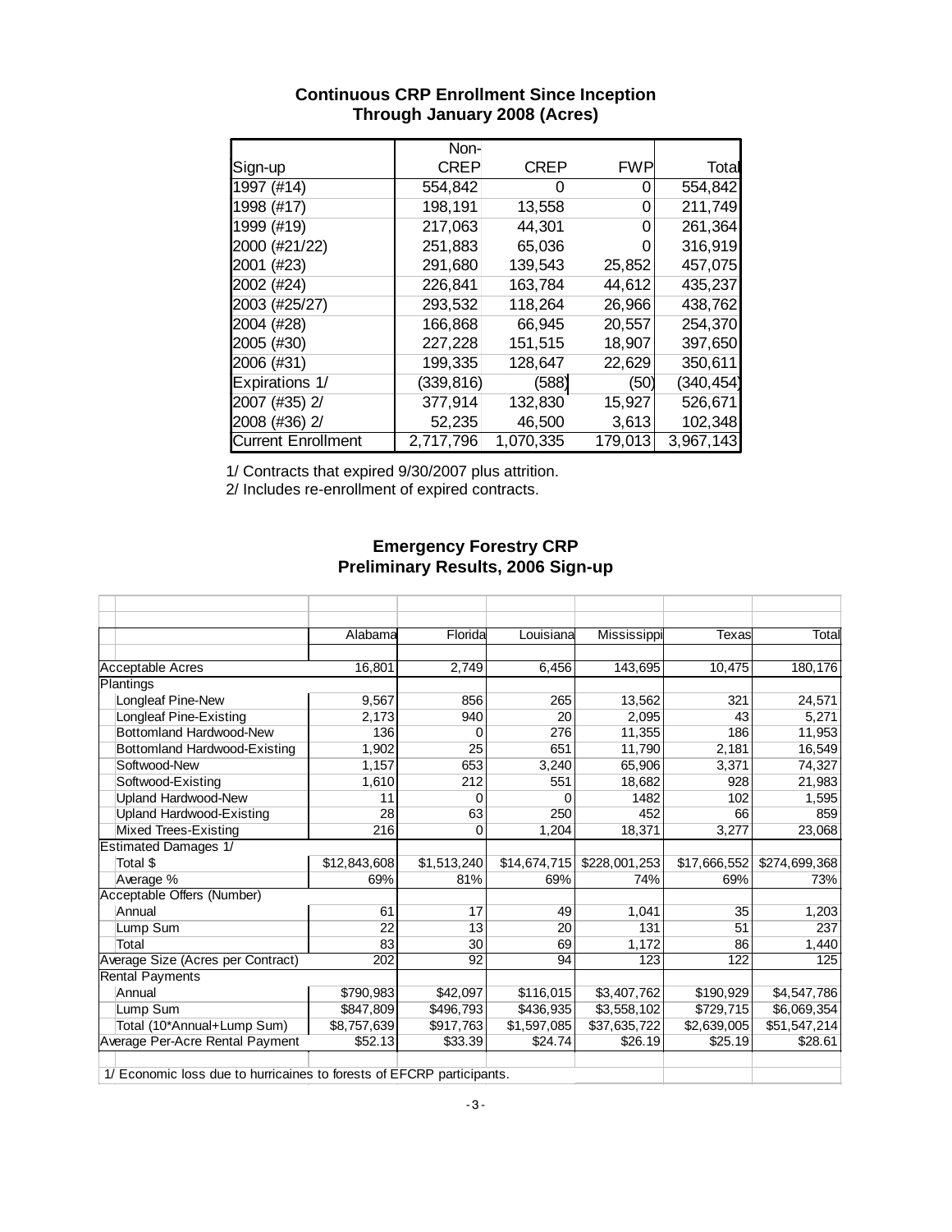### Continuous CRP Enrollment Since Inception Through January 2008 (Acres)

| Sign-up | Non-CREP | CREP | FWP | Total |
|---|---|---|---|---|
| 1997 (#14) | 554,842 | 0 | 0 | 554,842 |
| 1998 (#17) | 198,191 | 13,558 | 0 | 211,749 |
| 1999 (#19) | 217,063 | 44,301 | 0 | 261,364 |
| 2000 (#21/22) | 251,883 | 65,036 | 0 | 316,919 |
| 2001 (#23) | 291,680 | 139,543 | 25,852 | 457,075 |
| 2002 (#24) | 226,841 | 163,784 | 44,612 | 435,237 |
| 2003 (#25/27) | 293,532 | 118,264 | 26,966 | 438,762 |
| 2004 (#28) | 166,868 | 66,945 | 20,557 | 254,370 |
| 2005 (#30) | 227,228 | 151,515 | 18,907 | 397,650 |
| 2006 (#31) | 199,335 | 128,647 | 22,629 | 350,611 |
| Expirations 1/ | (339,816) | (588) | (50) | (340,454) |
| 2007 (#35) 2/ | 377,914 | 132,830 | 15,927 | 526,671 |
| 2008 (#36) 2/ | 52,235 | 46,500 | 3,613 | 102,348 |
| Current Enrollment | 2,717,796 | 1,070,335 | 179,013 | 3,967,143 |

1/ Contracts that expired 9/30/2007 plus attrition.
2/ Includes re-enrollment of expired contracts.

### Emergency Forestry CRP Preliminary Results, 2006 Sign-up

| | Alabama | Florida | Louisiana | Mississippi | Texas | Total |
|---|---|---|---|---|---|---|
| Acceptable Acres | 16,801 | 2,749 | 6,456 | 143,695 | 10,475 | 180,176 |
| Plantings | | | | | | |
| Longleaf Pine-New | 9,567 | 856 | 265 | 13,562 | 321 | 24,571 |
| Longleaf Pine-Existing | 2,173 | 940 | 20 | 2,095 | 43 | 5,271 |
| Bottomland Hardwood-New | 136 | 0 | 276 | 11,355 | 186 | 11,953 |
| Bottomland Hardwood-Existing | 1,902 | 25 | 651 | 11,790 | 2,181 | 16,549 |
| Softwood-New | 1,157 | 653 | 3,240 | 65,906 | 3,371 | 74,327 |
| Softwood-Existing | 1,610 | 212 | 551 | 18,682 | 928 | 21,983 |
| Upland Hardwood-New | 11 | 0 | 0 | 1482 | 102 | 1,595 |
| Upland Hardwood-Existing | 28 | 63 | 250 | 452 | 66 | 859 |
| Mixed Trees-Existing | 216 | 0 | 1,204 | 18,371 | 3,277 | 23,068 |
| Estimated Damages 1/ | | | | | | |
| Total $ | $12,843,608 | $1,513,240 | $14,674,715 | $228,001,253 | $17,666,552 | $274,699,368 |
| Average % | 69% | 81% | 69% | 74% | 69% | 73% |
| Acceptable Offers (Number) | | | | | | |
| Annual | 61 | 17 | 49 | 1,041 | 35 | 1,203 |
| Lump Sum | 22 | 13 | 20 | 131 | 51 | 237 |
| Total | 83 | 30 | 69 | 1,172 | 86 | 1,440 |
| Average Size (Acres per Contract) | 202 | 92 | 94 | 123 | 122 | 125 |
| Rental Payments | | | | | | |
| Annual | $790,983 | $42,097 | $116,015 | $3,407,762 | $190,929 | $4,547,786 |
| Lump Sum | $847,809 | $496,793 | $436,935 | $3,558,102 | $729,715 | $6,069,354 |
| Total (10*Annual+Lump Sum) | $8,757,639 | $917,763 | $1,597,085 | $37,635,722 | $2,639,005 | $51,547,214 |
| Average Per-Acre Rental Payment | $52.13 | $33.39 | $24.74 | $26.19 | $25.19 | $28.61 |

1/ Economic loss due to hurricaines to forests of EFCRP participants.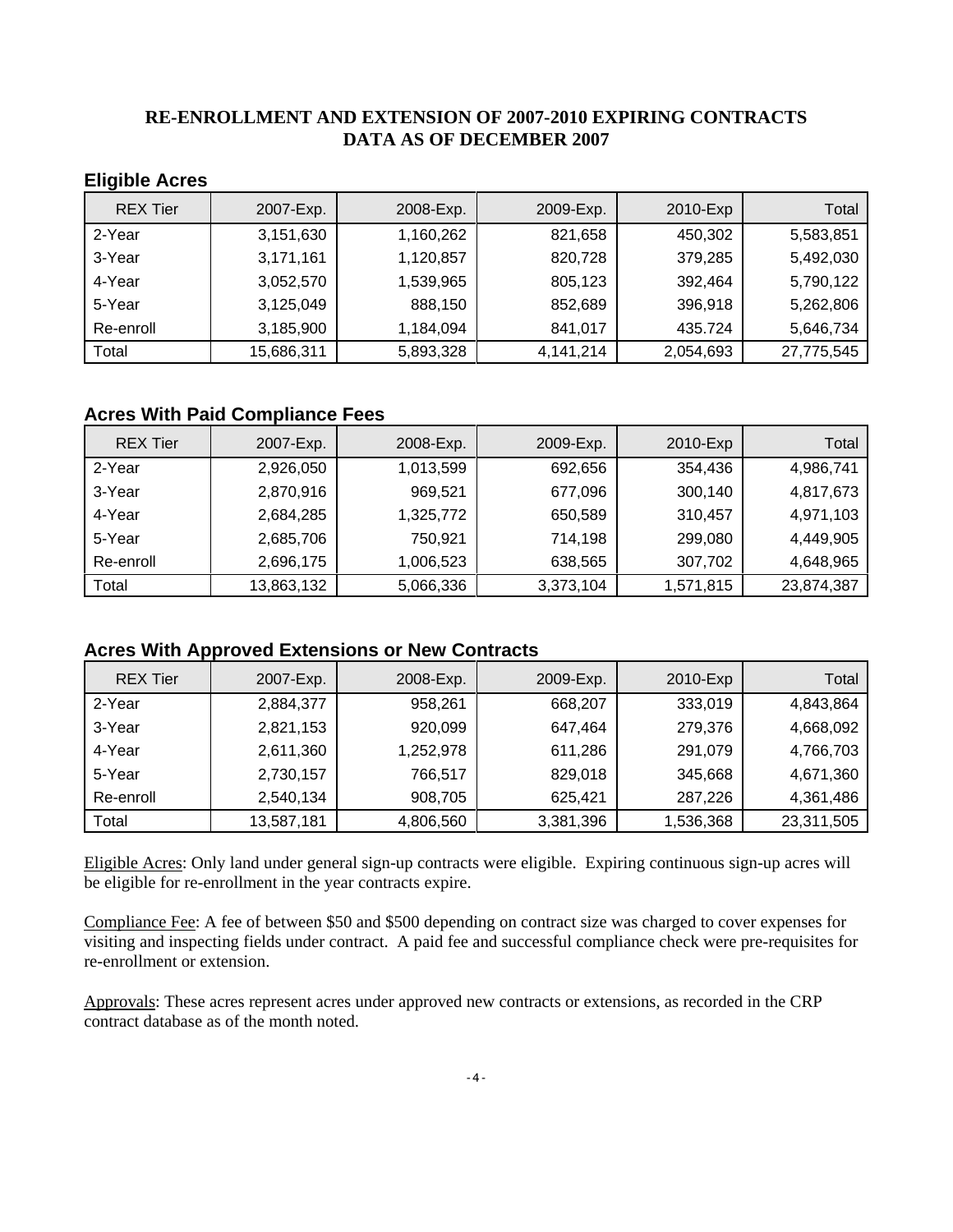# RE-ENROLLMENT AND EXTENSION OF 2007-2010 EXPIRING CONTRACTS
# DATA AS OF DECEMBER 2007

## Eligible Acres

| REX Tier | 2007-Exp. | 2008-Exp. | 2009-Exp. | 2010-Exp | Total |
|---|---|---|---|---|---|
| 2-Year | 3,151,630 | 1,160,262 | 821,658 | 450,302 | 5,583,851 |
| 3-Year | 3,171,161 | 1,120,857 | 820,728 | 379,285 | 5,492,030 |
| 4-Year | 3,052,570 | 1,539,965 | 805,123 | 392,464 | 5,790,122 |
| 5-Year | 3,125,049 | 888,150 | 852,689 | 396,918 | 5,262,806 |
| Re-enroll | 3,185,900 | 1,184,094 | 841,017 | 435.724 | 5,646,734 |
| Total | 15,686,311 | 5,893,328 | 4,141,214 | 2,054,693 | 27,775,545 |

## Acres With Paid Compliance Fees

| REX Tier | 2007-Exp. | 2008-Exp. | 2009-Exp. | 2010-Exp | Total |
|---|---|---|---|---|---|
| 2-Year | 2,926,050 | 1,013,599 | 692,656 | 354,436 | 4,986,741 |
| 3-Year | 2,870,916 | 969,521 | 677,096 | 300,140 | 4,817,673 |
| 4-Year | 2,684,285 | 1,325,772 | 650,589 | 310,457 | 4,971,103 |
| 5-Year | 2,685,706 | 750,921 | 714,198 | 299,080 | 4,449,905 |
| Re-enroll | 2,696,175 | 1,006,523 | 638,565 | 307,702 | 4,648,965 |
| Total | 13,863,132 | 5,066,336 | 3,373,104 | 1,571,815 | 23,874,387 |

## Acres With Approved Extensions or New Contracts

| REX Tier | 2007-Exp. | 2008-Exp. | 2009-Exp. | 2010-Exp | Total |
|---|---|---|---|---|---|
| 2-Year | 2,884,377 | 958,261 | 668,207 | 333,019 | 4,843,864 |
| 3-Year | 2,821,153 | 920,099 | 647,464 | 279,376 | 4,668,092 |
| 4-Year | 2,611,360 | 1,252,978 | 611,286 | 291,079 | 4,766,703 |
| 5-Year | 2,730,157 | 766,517 | 829,018 | 345,668 | 4,671,360 |
| Re-enroll | 2,540,134 | 908,705 | 625,421 | 287,226 | 4,361,486 |
| Total | 13,587,181 | 4,806,560 | 3,381,396 | 1,536,368 | 23,311,505 |

Eligible Acres: Only land under general sign-up contracts were eligible. Expiring continuous sign-up acres will be eligible for re-enrollment in the year contracts expire.

Compliance Fee: A fee of between $50 and $500 depending on contract size was charged to cover expenses for visiting and inspecting fields under contract. A paid fee and successful compliance check were pre-requisites for re-enrollment or extension.

Approvals: These acres represent acres under approved new contracts or extensions, as recorded in the CRP contract database as of the month noted.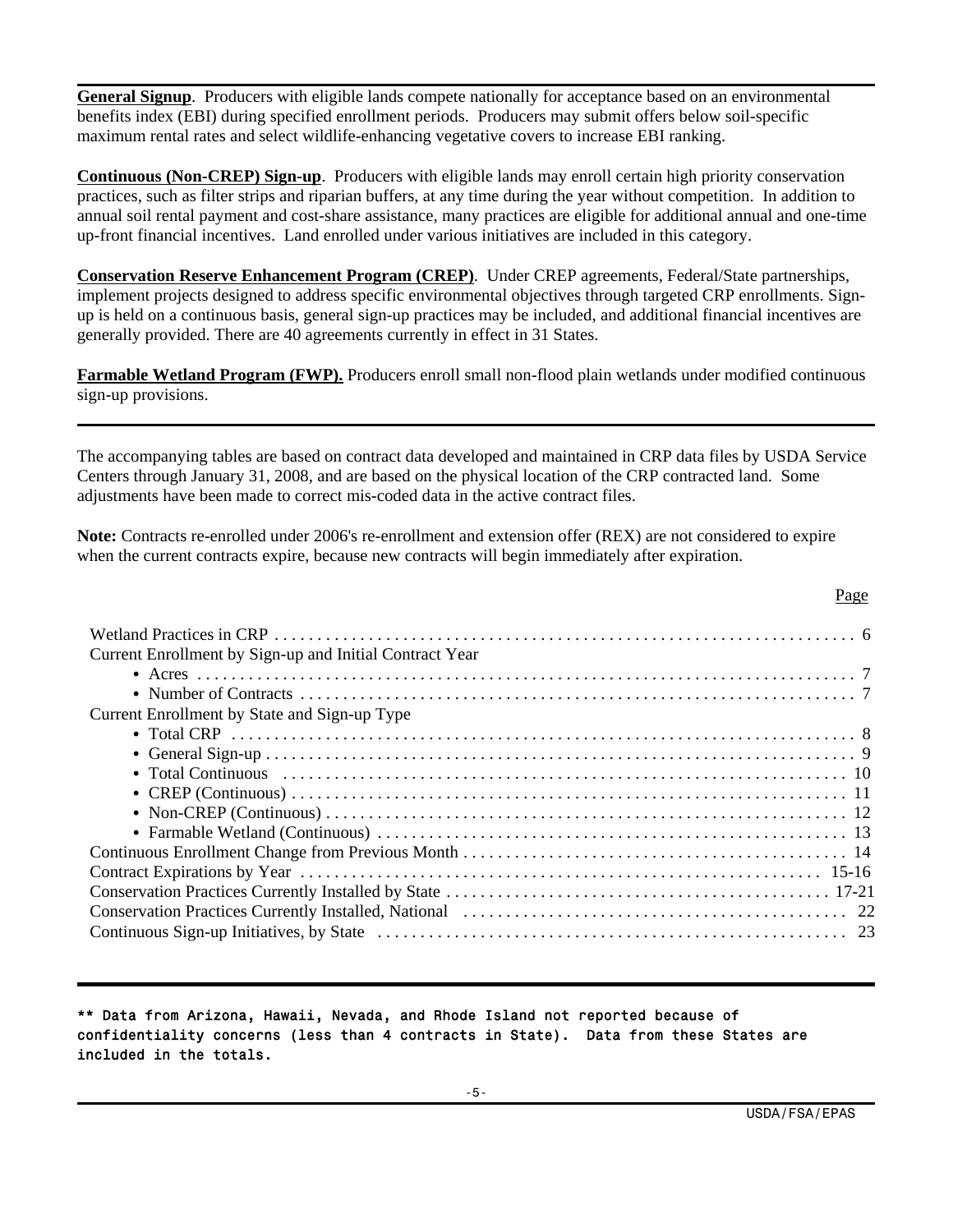**General Signup**. Producers with eligible lands compete nationally for acceptance based on an environmental benefits index (EBI) during specified enrollment periods. Producers may submit offers below soil-specific maximum rental rates and select wildlife-enhancing vegetative covers to increase EBI ranking.

**Continuous (Non-CREP) Sign-up**. Producers with eligible lands may enroll certain high priority conservation practices, such as filter strips and riparian buffers, at any time during the year without competition. In addition to annual soil rental payment and cost-share assistance, many practices are eligible for additional annual and one-time up-front financial incentives. Land enrolled under various initiatives are included in this category.

**Conservation Reserve Enhancement Program (CREP)**. Under CREP agreements, Federal/State partnerships, implement projects designed to address specific environmental objectives through targeted CRP enrollments. Sign-up is held on a continuous basis, general sign-up practices may be included, and additional financial incentives are generally provided. There are 40 agreements currently in effect in 31 States.

**Farmable Wetland Program (FWP).** Producers enroll small non-flood plain wetlands under modified continuous sign-up provisions.

---

The accompanying tables are based on contract data developed and maintained in CRP data files by USDA Service Centers through January 31, 2008, and are based on the physical location of the CRP contracted land. Some adjustments have been made to correct mis-coded data in the active contract files.

**Note:** Contracts re-enrolled under 2006's re-enrollment and extension offer (REX) are not considered to expire when the current contracts expire, because new contracts will begin immediately after expiration.

| | Page |
|---|---|
| Wetland Practices in CRP | 6 |
| Current Enrollment by Sign-up and Initial Contract Year | |
| • Acres | 7 |
| • Number of Contracts | 7 |
| Current Enrollment by State and Sign-up Type | |
| • Total CRP | 8 |
| • General Sign-up | 9 |
| • Total Continuous | 10 |
| • CREP (Continuous) | 11 |
| • Non-CREP (Continuous) | 12 |
| • Farmable Wetland (Continuous) | 13 |
| Continuous Enrollment Change from Previous Month | 14 |
| Contract Expirations by Year | 15-16 |
| Conservation Practices Currently Installed by State | 17-21 |
| Conservation Practices Currently Installed, National | 22 |
| Continuous Sign-up Initiatives, by State | 23 |

---

**** Data from Arizona, Hawaii, Nevada, and Rhode Island not reported because of confidentiality concerns (less than 4 contracts in State). Data from these States are included in the totals.**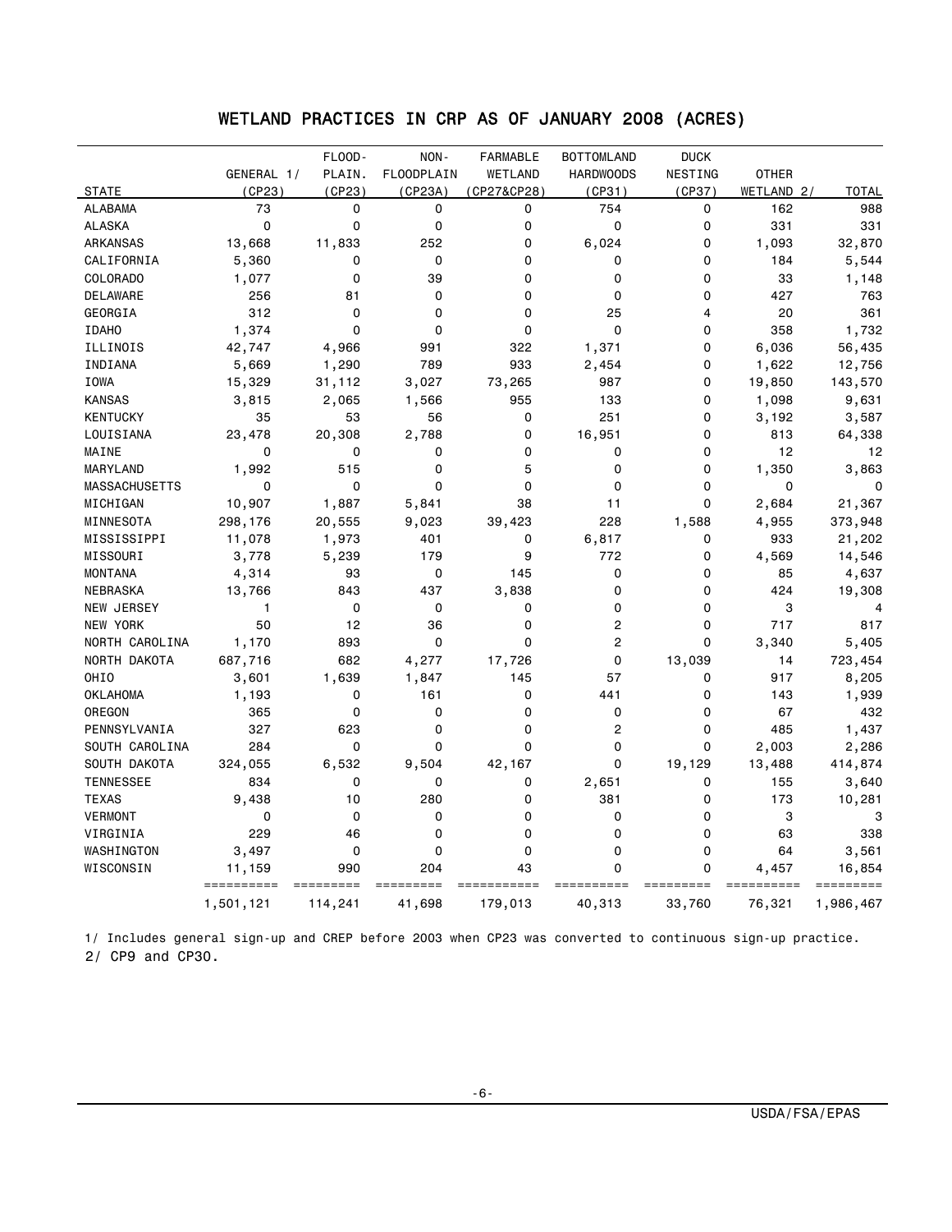# WETLAND PRACTICES IN CRP AS OF JANUARY 2008 (ACRES)

| STATE | GENERAL 1/ (CP23) | FLOOD-PLAIN. (CP23) | NON-FLOODPLAIN (CP23A) | FARMABLE WETLAND (CP27&CP28) | BOTTOMLAND HARDWOODS (CP31) | DUCK NESTING (CP37) | OTHER WETLAND 2/ | TOTAL |
|---|---|---|---|---|---|---|---|---|
| ALABAMA | 73 | 0 | 0 | 0 | 754 | 0 | 162 | 988 |
| ALASKA | 0 | 0 | 0 | 0 | 0 | 0 | 331 | 331 |
| ARKANSAS | 13,668 | 11,833 | 252 | 0 | 6,024 | 0 | 1,093 | 32,870 |
| CALIFORNIA | 5,360 | 0 | 0 | 0 | 0 | 0 | 184 | 5,544 |
| COLORADO | 1,077 | 0 | 39 | 0 | 0 | 0 | 33 | 1,148 |
| DELAWARE | 256 | 81 | 0 | 0 | 0 | 0 | 427 | 763 |
| GEORGIA | 312 | 0 | 0 | 0 | 25 | 4 | 20 | 361 |
| IDAHO | 1,374 | 0 | 0 | 0 | 0 | 0 | 358 | 1,732 |
| ILLINOIS | 42,747 | 4,966 | 991 | 322 | 1,371 | 0 | 6,036 | 56,435 |
| INDIANA | 5,669 | 1,290 | 789 | 933 | 2,454 | 0 | 1,622 | 12,756 |
| IOWA | 15,329 | 31,112 | 3,027 | 73,265 | 987 | 0 | 19,850 | 143,570 |
| KANSAS | 3,815 | 2,065 | 1,566 | 955 | 133 | 0 | 1,098 | 9,631 |
| KENTUCKY | 35 | 53 | 56 | 0 | 251 | 0 | 3,192 | 3,587 |
| LOUISIANA | 23,478 | 20,308 | 2,788 | 0 | 16,951 | 0 | 813 | 64,338 |
| MAINE | 0 | 0 | 0 | 0 | 0 | 0 | 12 | 12 |
| MARYLAND | 1,992 | 515 | 0 | 5 | 0 | 0 | 1,350 | 3,863 |
| MASSACHUSETTS | 0 | 0 | 0 | 0 | 0 | 0 | 0 | 0 |
| MICHIGAN | 10,907 | 1,887 | 5,841 | 38 | 11 | 0 | 2,684 | 21,367 |
| MINNESOTA | 298,176 | 20,555 | 9,023 | 39,423 | 228 | 1,588 | 4,955 | 373,948 |
| MISSISSIPPI | 11,078 | 1,973 | 401 | 0 | 6,817 | 0 | 933 | 21,202 |
| MISSOURI | 3,778 | 5,239 | 179 | 9 | 772 | 0 | 4,569 | 14,546 |
| MONTANA | 4,314 | 93 | 0 | 145 | 0 | 0 | 85 | 4,637 |
| NEBRASKA | 13,766 | 843 | 437 | 3,838 | 0 | 0 | 424 | 19,308 |
| NEW JERSEY | 1 | 0 | 0 | 0 | 0 | 0 | 3 | 4 |
| NEW YORK | 50 | 12 | 36 | 0 | 2 | 0 | 717 | 817 |
| NORTH CAROLINA | 1,170 | 893 | 0 | 0 | 2 | 0 | 3,340 | 5,405 |
| NORTH DAKOTA | 687,716 | 682 | 4,277 | 17,726 | 0 | 13,039 | 14 | 723,454 |
| OHIO | 3,601 | 1,639 | 1,847 | 145 | 57 | 0 | 917 | 8,205 |
| OKLAHOMA | 1,193 | 0 | 161 | 0 | 441 | 0 | 143 | 1,939 |
| OREGON | 365 | 0 | 0 | 0 | 0 | 0 | 67 | 432 |
| PENNSYLVANIA | 327 | 623 | 0 | 0 | 2 | 0 | 485 | 1,437 |
| SOUTH CAROLINA | 284 | 0 | 0 | 0 | 0 | 0 | 2,003 | 2,286 |
| SOUTH DAKOTA | 324,055 | 6,532 | 9,504 | 42,167 | 0 | 19,129 | 13,488 | 414,874 |
| TENNESSEE | 834 | 0 | 0 | 0 | 2,651 | 0 | 155 | 3,640 |
| TEXAS | 9,438 | 10 | 280 | 0 | 381 | 0 | 173 | 10,281 |
| VERMONT | 0 | 0 | 0 | 0 | 0 | 0 | 3 | 3 |
| VIRGINIA | 229 | 46 | 0 | 0 | 0 | 0 | 63 | 338 |
| WASHINGTON | 3,497 | 0 | 0 | 0 | 0 | 0 | 64 | 3,561 |
| WISCONSIN | 11,159 | 990 | 204 | 43 | 0 | 0 | 4,457 | 16,854 |
| | 1,501,121 | 114,241 | 41,698 | 179,013 | 40,313 | 33,760 | 76,321 | 1,986,467 |

1/ Includes general sign-up and CREP before 2003 when CP23 was converted to continuous sign-up practice.
2/ CP9 and CP30.

USDA/FSA/EPAS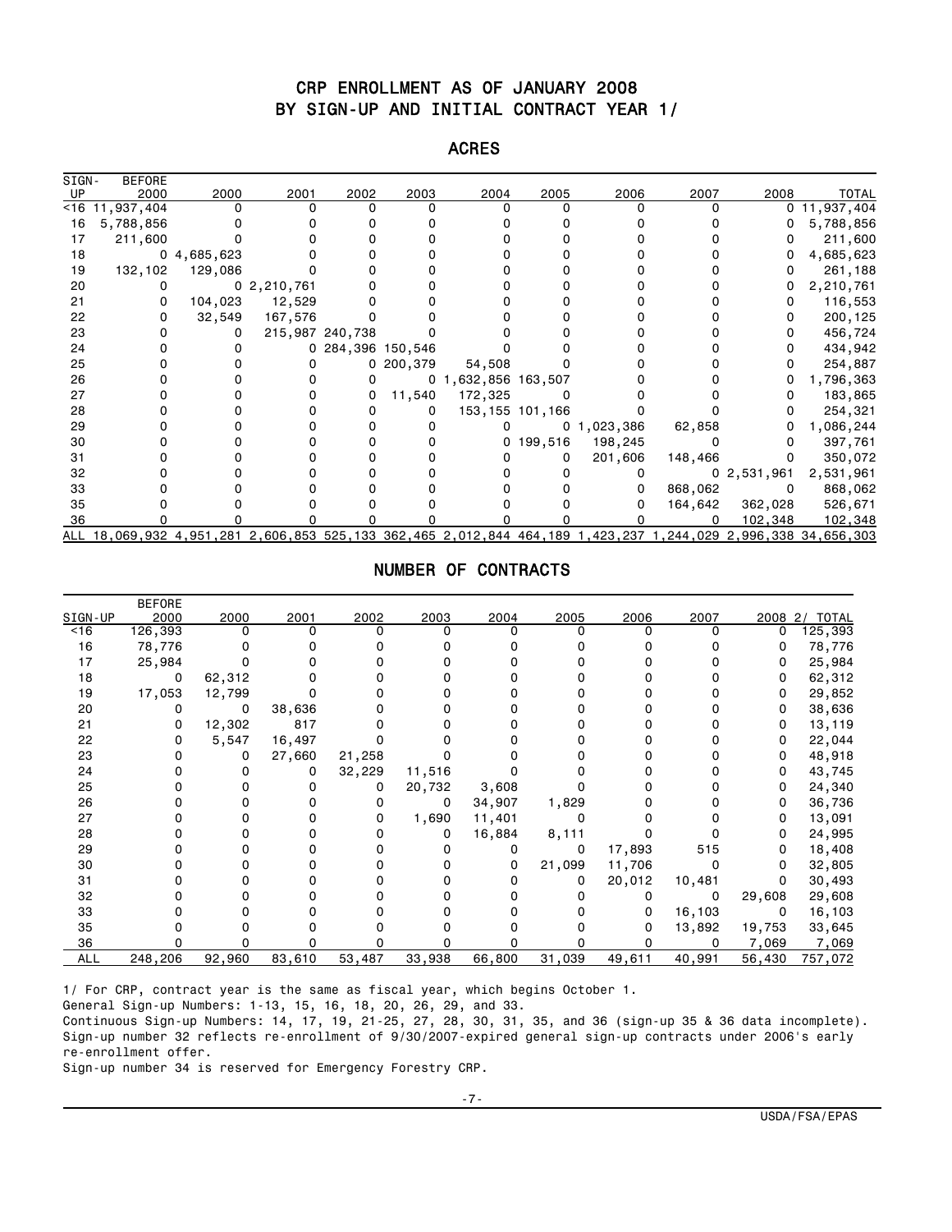# CRP ENROLLMENT AS OF JANUARY 2008
# BY SIGN-UP AND INITIAL CONTRACT YEAR 1/

## ACRES

| SIGN-UP | BEFORE 2000 | 2000 | 2001 | 2002 | 2003 | 2004 | 2005 | 2006 | 2007 | 2008 | TOTAL |
|---|---|---|---|---|---|---|---|---|---|---|---|
| <16 | 11,937,404 | 0 | 0 | 0 | 0 | 0 | 0 | 0 | 0 | 0 | 11,937,404 |
| 16 | 5,788,856 | 0 | 0 | 0 | 0 | 0 | 0 | 0 | 0 | 0 | 5,788,856 |
| 17 | 211,600 | 0 | 0 | 0 | 0 | 0 | 0 | 0 | 0 | 0 | 211,600 |
| 18 | 0 | 4,685,623 | 0 | 0 | 0 | 0 | 0 | 0 | 0 | 0 | 4,685,623 |
| 19 | 132,102 | 129,086 | 0 | 0 | 0 | 0 | 0 | 0 | 0 | 0 | 261,188 |
| 20 | 0 | 0 | 2,210,761 | 0 | 0 | 0 | 0 | 0 | 0 | 0 | 2,210,761 |
| 21 | 0 | 104,023 | 12,529 | 0 | 0 | 0 | 0 | 0 | 0 | 0 | 116,553 |
| 22 | 0 | 32,549 | 167,576 | 0 | 0 | 0 | 0 | 0 | 0 | 0 | 200,125 |
| 23 | 0 | 0 | 215,987 | 240,738 | 0 | 0 | 0 | 0 | 0 | 0 | 456,724 |
| 24 | 0 | 0 | 0 | 284,396 | 150,546 | 0 | 0 | 0 | 0 | 0 | 434,942 |
| 25 | 0 | 0 | 0 | 0 | 200,379 | 54,508 | 0 | 0 | 0 | 0 | 254,887 |
| 26 | 0 | 0 | 0 | 0 | 0 | 1,632,856 | 163,507 | 0 | 0 | 0 | 1,796,363 |
| 27 | 0 | 0 | 0 | 0 | 11,540 | 172,325 | 0 | 0 | 0 | 0 | 183,865 |
| 28 | 0 | 0 | 0 | 0 | 0 | 153,155 | 101,166 | 0 | 0 | 0 | 254,321 |
| 29 | 0 | 0 | 0 | 0 | 0 | 0 | 0 | 1,023,386 | 62,858 | 0 | 1,086,244 |
| 30 | 0 | 0 | 0 | 0 | 0 | 0 | 199,516 | 198,245 | 0 | 0 | 397,761 |
| 31 | 0 | 0 | 0 | 0 | 0 | 0 | 0 | 201,606 | 148,466 | 0 | 350,072 |
| 32 | 0 | 0 | 0 | 0 | 0 | 0 | 0 | 0 | 0 | 2,531,961 | 2,531,961 |
| 33 | 0 | 0 | 0 | 0 | 0 | 0 | 0 | 0 | 868,062 | 0 | 868,062 |
| 35 | 0 | 0 | 0 | 0 | 0 | 0 | 0 | 0 | 164,642 | 362,028 | 526,671 |
| 36 | 0 | 0 | 0 | 0 | 0 | 0 | 0 | 0 | 0 | 102,348 | 102,348 |
| ALL | 18,069,932 | 4,951,281 | 2,606,853 | 525,133 | 362,465 | 2,012,844 | 464,189 | 1,423,237 | 1,244,029 | 2,996,338 | 34,656,303 |

## NUMBER OF CONTRACTS

| SIGN-UP | BEFORE 2000 | 2000 | 2001 | 2002 | 2003 | 2004 | 2005 | 2006 | 2007 | 2008 2/ | TOTAL |
|---|---|---|---|---|---|---|---|---|---|---|---|
| <16 | 126,393 | 0 | 0 | 0 | 0 | 0 | 0 | 0 | 0 | 0 | 125,393 |
| 16 | 78,776 | 0 | 0 | 0 | 0 | 0 | 0 | 0 | 0 | 0 | 78,776 |
| 17 | 25,984 | 0 | 0 | 0 | 0 | 0 | 0 | 0 | 0 | 0 | 25,984 |
| 18 | 0 | 62,312 | 0 | 0 | 0 | 0 | 0 | 0 | 0 | 0 | 62,312 |
| 19 | 17,053 | 12,799 | 0 | 0 | 0 | 0 | 0 | 0 | 0 | 0 | 29,852 |
| 20 | 0 | 0 | 38,636 | 0 | 0 | 0 | 0 | 0 | 0 | 0 | 38,636 |
| 21 | 0 | 12,302 | 817 | 0 | 0 | 0 | 0 | 0 | 0 | 0 | 13,119 |
| 22 | 0 | 5,547 | 16,497 | 0 | 0 | 0 | 0 | 0 | 0 | 0 | 22,044 |
| 23 | 0 | 0 | 27,660 | 21,258 | 0 | 0 | 0 | 0 | 0 | 0 | 48,918 |
| 24 | 0 | 0 | 0 | 32,229 | 11,516 | 0 | 0 | 0 | 0 | 0 | 43,745 |
| 25 | 0 | 0 | 0 | 0 | 20,732 | 3,608 | 0 | 0 | 0 | 0 | 24,340 |
| 26 | 0 | 0 | 0 | 0 | 0 | 34,907 | 1,829 | 0 | 0 | 0 | 36,736 |
| 27 | 0 | 0 | 0 | 0 | 1,690 | 11,401 | 0 | 0 | 0 | 0 | 13,091 |
| 28 | 0 | 0 | 0 | 0 | 0 | 16,884 | 8,111 | 0 | 0 | 0 | 24,995 |
| 29 | 0 | 0 | 0 | 0 | 0 | 0 | 0 | 17,893 | 515 | 0 | 18,408 |
| 30 | 0 | 0 | 0 | 0 | 0 | 0 | 21,099 | 11,706 | 0 | 0 | 32,805 |
| 31 | 0 | 0 | 0 | 0 | 0 | 0 | 0 | 20,012 | 10,481 | 0 | 30,493 |
| 32 | 0 | 0 | 0 | 0 | 0 | 0 | 0 | 0 | 0 | 29,608 | 29,608 |
| 33 | 0 | 0 | 0 | 0 | 0 | 0 | 0 | 0 | 16,103 | 0 | 16,103 |
| 35 | 0 | 0 | 0 | 0 | 0 | 0 | 0 | 0 | 13,892 | 19,753 | 33,645 |
| 36 | 0 | 0 | 0 | 0 | 0 | 0 | 0 | 0 | 0 | 7,069 | 7,069 |
| ALL | 248,206 | 92,960 | 83,610 | 53,487 | 33,938 | 66,800 | 31,039 | 49,611 | 40,991 | 56,430 | 757,072 |

1/ For CRP, contract year is the same as fiscal year, which begins October 1.

General Sign-up Numbers: 1-13, 15, 16, 18, 20, 26, 29, and 33.

Continuous Sign-up Numbers: 14, 17, 19, 21-25, 27, 28, 30, 31, 35, and 36 (sign-up 35 & 36 data incomplete).

Sign-up number 32 reflects re-enrollment of 9/30/2007-expired general sign-up contracts under 2006's early re-enrollment offer.

Sign-up number 34 is reserved for Emergency Forestry CRP.

USDA/FSA/EPAS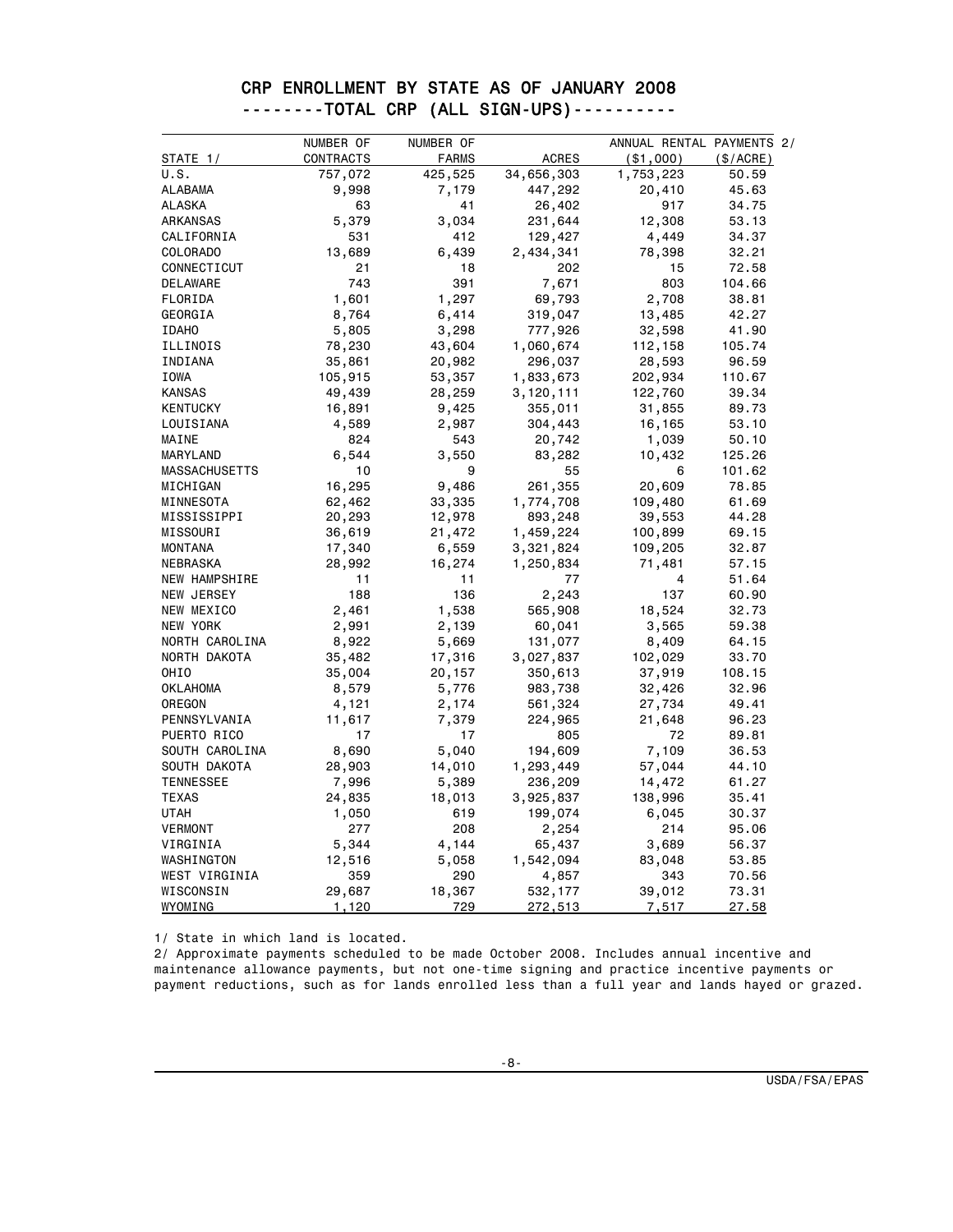# CRP ENROLLMENT BY STATE AS OF JANUARY 2008

## --------TOTAL CRP (ALL SIGN-UPS)----------

| STATE 1/ | NUMBER OF CONTRACTS | NUMBER OF FARMS | ACRES | ANNUAL RENTAL PAYMENTS 2/ ($1,000) | ($/ACRE) |
|---|---|---|---|---|---|
| U.S. | 757,072 | 425,525 | 34,656,303 | 1,753,223 | 50.59 |
| ALABAMA | 9,998 | 7,179 | 447,292 | 20,410 | 45.63 |
| ALASKA | 63 | 41 | 26,402 | 917 | 34.75 |
| ARKANSAS | 5,379 | 3,034 | 231,644 | 12,308 | 53.13 |
| CALIFORNIA | 531 | 412 | 129,427 | 4,449 | 34.37 |
| COLORADO | 13,689 | 6,439 | 2,434,341 | 78,398 | 32.21 |
| CONNECTICUT | 21 | 18 | 202 | 15 | 72.58 |
| DELAWARE | 743 | 391 | 7,671 | 803 | 104.66 |
| FLORIDA | 1,601 | 1,297 | 69,793 | 2,708 | 38.81 |
| GEORGIA | 8,764 | 6,414 | 319,047 | 13,485 | 42.27 |
| IDAHO | 5,805 | 3,298 | 777,926 | 32,598 | 41.90 |
| ILLINOIS | 78,230 | 43,604 | 1,060,674 | 112,158 | 105.74 |
| INDIANA | 35,861 | 20,982 | 296,037 | 28,593 | 96.59 |
| IOWA | 105,915 | 53,357 | 1,833,673 | 202,934 | 110.67 |
| KANSAS | 49,439 | 28,259 | 3,120,111 | 122,760 | 39.34 |
| KENTUCKY | 16,891 | 9,425 | 355,011 | 31,855 | 89.73 |
| LOUISIANA | 4,589 | 2,987 | 304,443 | 16,165 | 53.10 |
| MAINE | 824 | 543 | 20,742 | 1,039 | 50.10 |
| MARYLAND | 6,544 | 3,550 | 83,282 | 10,432 | 125.26 |
| MASSACHUSETTS | 10 | 9 | 55 | 6 | 101.62 |
| MICHIGAN | 16,295 | 9,486 | 261,355 | 20,609 | 78.85 |
| MINNESOTA | 62,462 | 33,335 | 1,774,708 | 109,480 | 61.69 |
| MISSISSIPPI | 20,293 | 12,978 | 893,248 | 39,553 | 44.28 |
| MISSOURI | 36,619 | 21,472 | 1,459,224 | 100,899 | 69.15 |
| MONTANA | 17,340 | 6,559 | 3,321,824 | 109,205 | 32.87 |
| NEBRASKA | 28,992 | 16,274 | 1,250,834 | 71,481 | 57.15 |
| NEW HAMPSHIRE | 11 | 11 | 77 | 4 | 51.64 |
| NEW JERSEY | 188 | 136 | 2,243 | 137 | 60.90 |
| NEW MEXICO | 2,461 | 1,538 | 565,908 | 18,524 | 32.73 |
| NEW YORK | 2,991 | 2,139 | 60,041 | 3,565 | 59.38 |
| NORTH CAROLINA | 8,922 | 5,669 | 131,077 | 8,409 | 64.15 |
| NORTH DAKOTA | 35,482 | 17,316 | 3,027,837 | 102,029 | 33.70 |
| OHIO | 35,004 | 20,157 | 350,613 | 37,919 | 108.15 |
| OKLAHOMA | 8,579 | 5,776 | 983,738 | 32,426 | 32.96 |
| OREGON | 4,121 | 2,174 | 561,324 | 27,734 | 49.41 |
| PENNSYLVANIA | 11,617 | 7,379 | 224,965 | 21,648 | 96.23 |
| PUERTO RICO | 17 | 17 | 805 | 72 | 89.81 |
| SOUTH CAROLINA | 8,690 | 5,040 | 194,609 | 7,109 | 36.53 |
| SOUTH DAKOTA | 28,903 | 14,010 | 1,293,449 | 57,044 | 44.10 |
| TENNESSEE | 7,996 | 5,389 | 236,209 | 14,472 | 61.27 |
| TEXAS | 24,835 | 18,013 | 3,925,837 | 138,996 | 35.41 |
| UTAH | 1,050 | 619 | 199,074 | 6,045 | 30.37 |
| VERMONT | 277 | 208 | 2,254 | 214 | 95.06 |
| VIRGINIA | 5,344 | 4,144 | 65,437 | 3,689 | 56.37 |
| WASHINGTON | 12,516 | 5,058 | 1,542,094 | 83,048 | 53.85 |
| WEST VIRGINIA | 359 | 290 | 4,857 | 343 | 70.56 |
| WISCONSIN | 29,687 | 18,367 | 532,177 | 39,012 | 73.31 |
| WYOMING | 1,120 | 729 | 272,513 | 7,517 | 27.58 |

1/ State in which land is located.

2/ Approximate payments scheduled to be made October 2008. Includes annual incentive and maintenance allowance payments, but not one-time signing and practice incentive payments or payment reductions, such as for lands enrolled less than a full year and lands hayed or grazed.

USDA/FSA/EPAS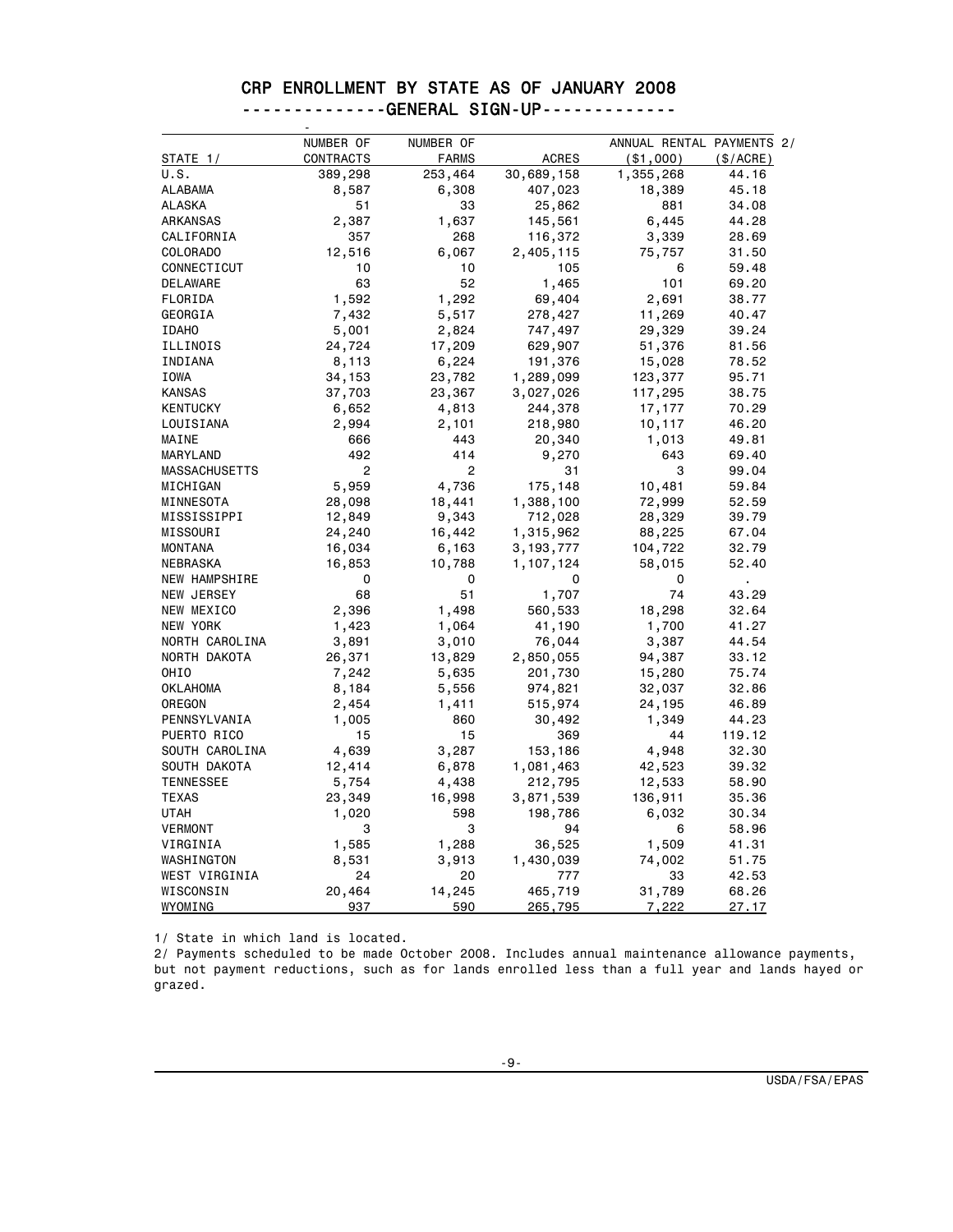# CRP ENROLLMENT BY STATE AS OF JANUARY 2008

## --------------GENERAL SIGN-UP-------------

| STATE 1/ | NUMBER OF CONTRACTS | NUMBER OF FARMS | ACRES | ANNUAL RENTAL PAYMENTS 2/ ($1,000) | ($/ACRE) |
|---|---|---|---|---|---|
| U.S. | 389,298 | 253,464 | 30,689,158 | 1,355,268 | 44.16 |
| ALABAMA | 8,587 | 6,308 | 407,023 | 18,389 | 45.18 |
| ALASKA | 51 | 33 | 25,862 | 881 | 34.08 |
| ARKANSAS | 2,387 | 1,637 | 145,561 | 6,445 | 44.28 |
| CALIFORNIA | 357 | 268 | 116,372 | 3,339 | 28.69 |
| COLORADO | 12,516 | 6,067 | 2,405,115 | 75,757 | 31.50 |
| CONNECTICUT | 10 | 10 | 105 | 6 | 59.48 |
| DELAWARE | 63 | 52 | 1,465 | 101 | 69.20 |
| FLORIDA | 1,592 | 1,292 | 69,404 | 2,691 | 38.77 |
| GEORGIA | 7,432 | 5,517 | 278,427 | 11,269 | 40.47 |
| IDAHO | 5,001 | 2,824 | 747,497 | 29,329 | 39.24 |
| ILLINOIS | 24,724 | 17,209 | 629,907 | 51,376 | 81.56 |
| INDIANA | 8,113 | 6,224 | 191,376 | 15,028 | 78.52 |
| IOWA | 34,153 | 23,782 | 1,289,099 | 123,377 | 95.71 |
| KANSAS | 37,703 | 23,367 | 3,027,026 | 117,295 | 38.75 |
| KENTUCKY | 6,652 | 4,813 | 244,378 | 17,177 | 70.29 |
| LOUISIANA | 2,994 | 2,101 | 218,980 | 10,117 | 46.20 |
| MAINE | 666 | 443 | 20,340 | 1,013 | 49.81 |
| MARYLAND | 492 | 414 | 9,270 | 643 | 69.40 |
| MASSACHUSETTS | 2 | 2 | 31 | 3 | 99.04 |
| MICHIGAN | 5,959 | 4,736 | 175,148 | 10,481 | 59.84 |
| MINNESOTA | 28,098 | 18,441 | 1,388,100 | 72,999 | 52.59 |
| MISSISSIPPI | 12,849 | 9,343 | 712,028 | 28,329 | 39.79 |
| MISSOURI | 24,240 | 16,442 | 1,315,962 | 88,225 | 67.04 |
| MONTANA | 16,034 | 6,163 | 3,193,777 | 104,722 | 32.79 |
| NEBRASKA | 16,853 | 10,788 | 1,107,124 | 58,015 | 52.40 |
| NEW HAMPSHIRE | 0 | 0 | 0 | 0 | . |
| NEW JERSEY | 68 | 51 | 1,707 | 74 | 43.29 |
| NEW MEXICO | 2,396 | 1,498 | 560,533 | 18,298 | 32.64 |
| NEW YORK | 1,423 | 1,064 | 41,190 | 1,700 | 41.27 |
| NORTH CAROLINA | 3,891 | 3,010 | 76,044 | 3,387 | 44.54 |
| NORTH DAKOTA | 26,371 | 13,829 | 2,850,055 | 94,387 | 33.12 |
| OHIO | 7,242 | 5,635 | 201,730 | 15,280 | 75.74 |
| OKLAHOMA | 8,184 | 5,556 | 974,821 | 32,037 | 32.86 |
| OREGON | 2,454 | 1,411 | 515,974 | 24,195 | 46.89 |
| PENNSYLVANIA | 1,005 | 860 | 30,492 | 1,349 | 44.23 |
| PUERTO RICO | 15 | 15 | 369 | 44 | 119.12 |
| SOUTH CAROLINA | 4,639 | 3,287 | 153,186 | 4,948 | 32.30 |
| SOUTH DAKOTA | 12,414 | 6,878 | 1,081,463 | 42,523 | 39.32 |
| TENNESSEE | 5,754 | 4,438 | 212,795 | 12,533 | 58.90 |
| TEXAS | 23,349 | 16,998 | 3,871,539 | 136,911 | 35.36 |
| UTAH | 1,020 | 598 | 198,786 | 6,032 | 30.34 |
| VERMONT | 3 | 3 | 94 | 6 | 58.96 |
| VIRGINIA | 1,585 | 1,288 | 36,525 | 1,509 | 41.31 |
| WASHINGTON | 8,531 | 3,913 | 1,430,039 | 74,002 | 51.75 |
| WEST VIRGINIA | 24 | 20 | 777 | 33 | 42.53 |
| WISCONSIN | 20,464 | 14,245 | 465,719 | 31,789 | 68.26 |
| WYOMING | 937 | 590 | 265,795 | 7,222 | 27.17 |

1/ State in which land is located.

2/ Payments scheduled to be made October 2008. Includes annual maintenance allowance payments, but not payment reductions, such as for lands enrolled less than a full year and lands hayed or grazed.

USDA/FSA/EPAS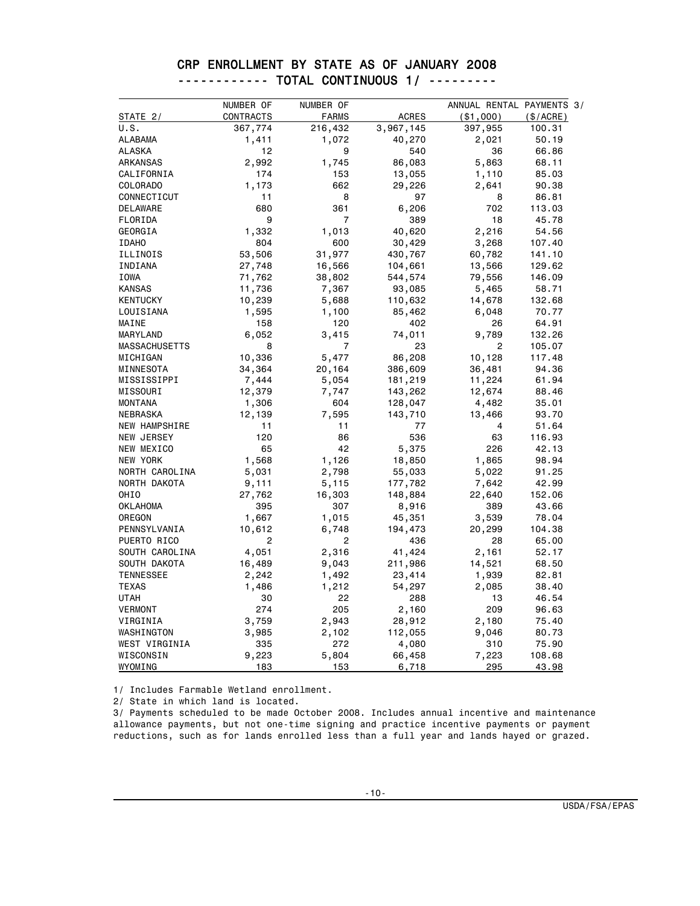# CRP ENROLLMENT BY STATE AS OF JANUARY 2008

## ------------ TOTAL CONTINUOUS 1/ ---------

| STATE 2/ | NUMBER OF CONTRACTS | NUMBER OF FARMS | ACRES | ANNUAL RENTAL PAYMENTS 3/ ($1,000) | ($/ACRE) |
|---|---|---|---|---|---|
| U.S. | 367,774 | 216,432 | 3,967,145 | 397,955 | 100.31 |
| ALABAMA | 1,411 | 1,072 | 40,270 | 2,021 | 50.19 |
| ALASKA | 12 | 9 | 540 | 36 | 66.86 |
| ARKANSAS | 2,992 | 1,745 | 86,083 | 5,863 | 68.11 |
| CALIFORNIA | 174 | 153 | 13,055 | 1,110 | 85.03 |
| COLORADO | 1,173 | 662 | 29,226 | 2,641 | 90.38 |
| CONNECTICUT | 11 | 8 | 97 | 8 | 86.81 |
| DELAWARE | 680 | 361 | 6,206 | 702 | 113.03 |
| FLORIDA | 9 | 7 | 389 | 18 | 45.78 |
| GEORGIA | 1,332 | 1,013 | 40,620 | 2,216 | 54.56 |
| IDAHO | 804 | 600 | 30,429 | 3,268 | 107.40 |
| ILLINOIS | 53,506 | 31,977 | 430,767 | 60,782 | 141.10 |
| INDIANA | 27,748 | 16,566 | 104,661 | 13,566 | 129.62 |
| IOWA | 71,762 | 38,802 | 544,574 | 79,556 | 146.09 |
| KANSAS | 11,736 | 7,367 | 93,085 | 5,465 | 58.71 |
| KENTUCKY | 10,239 | 5,688 | 110,632 | 14,678 | 132.68 |
| LOUISIANA | 1,595 | 1,100 | 85,462 | 6,048 | 70.77 |
| MAINE | 158 | 120 | 402 | 26 | 64.91 |
| MARYLAND | 6,052 | 3,415 | 74,011 | 9,789 | 132.26 |
| MASSACHUSETTS | 8 | 7 | 23 | 2 | 105.07 |
| MICHIGAN | 10,336 | 5,477 | 86,208 | 10,128 | 117.48 |
| MINNESOTA | 34,364 | 20,164 | 386,609 | 36,481 | 94.36 |
| MISSISSIPPI | 7,444 | 5,054 | 181,219 | 11,224 | 61.94 |
| MISSOURI | 12,379 | 7,747 | 143,262 | 12,674 | 88.46 |
| MONTANA | 1,306 | 604 | 128,047 | 4,482 | 35.01 |
| NEBRASKA | 12,139 | 7,595 | 143,710 | 13,466 | 93.70 |
| NEW HAMPSHIRE | 11 | 11 | 77 | 4 | 51.64 |
| NEW JERSEY | 120 | 86 | 536 | 63 | 116.93 |
| NEW MEXICO | 65 | 42 | 5,375 | 226 | 42.13 |
| NEW YORK | 1,568 | 1,126 | 18,850 | 1,865 | 98.94 |
| NORTH CAROLINA | 5,031 | 2,798 | 55,033 | 5,022 | 91.25 |
| NORTH DAKOTA | 9,111 | 5,115 | 177,782 | 7,642 | 42.99 |
| OHIO | 27,762 | 16,303 | 148,884 | 22,640 | 152.06 |
| OKLAHOMA | 395 | 307 | 8,916 | 389 | 43.66 |
| OREGON | 1,667 | 1,015 | 45,351 | 3,539 | 78.04 |
| PENNSYLVANIA | 10,612 | 6,748 | 194,473 | 20,299 | 104.38 |
| PUERTO RICO | 2 | 2 | 436 | 28 | 65.00 |
| SOUTH CAROLINA | 4,051 | 2,316 | 41,424 | 2,161 | 52.17 |
| SOUTH DAKOTA | 16,489 | 9,043 | 211,986 | 14,521 | 68.50 |
| TENNESSEE | 2,242 | 1,492 | 23,414 | 1,939 | 82.81 |
| TEXAS | 1,486 | 1,212 | 54,297 | 2,085 | 38.40 |
| UTAH | 30 | 22 | 288 | 13 | 46.54 |
| VERMONT | 274 | 205 | 2,160 | 209 | 96.63 |
| VIRGINIA | 3,759 | 2,943 | 28,912 | 2,180 | 75.40 |
| WASHINGTON | 3,985 | 2,102 | 112,055 | 9,046 | 80.73 |
| WEST VIRGINIA | 335 | 272 | 4,080 | 310 | 75.90 |
| WISCONSIN | 9,223 | 5,804 | 66,458 | 7,223 | 108.68 |
| WYOMING | 183 | 153 | 6,718 | 295 | 43.98 |

1/ Includes Farmable Wetland enrollment.

2/ State in which land is located.

3/ Payments scheduled to be made October 2008. Includes annual incentive and maintenance allowance payments, but not one-time signing and practice incentive payments or payment reductions, such as for lands enrolled less than a full year and lands hayed or grazed.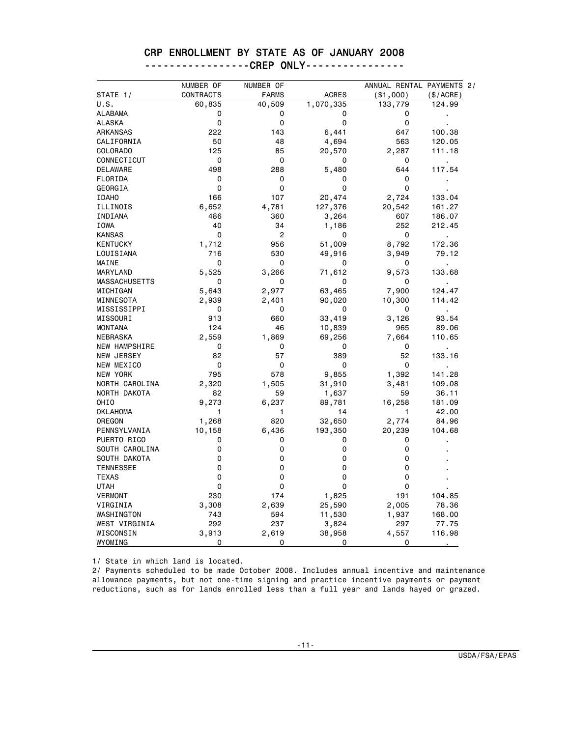# CRP ENROLLMENT BY STATE AS OF JANUARY 2008

## -----------------CREP ONLY----------------

| STATE 1/ | NUMBER OF CONTRACTS | NUMBER OF FARMS | ACRES | ANNUAL RENTAL PAYMENTS 2/ ($1,000) | ($/ACRE) |
|---|---|---|---|---|---|
| U.S. | 60,835 | 40,509 | 1,070,335 | 133,779 | 124.99 |
| ALABAMA | 0 | 0 | 0 | 0 | . |
| ALASKA | 0 | 0 | 0 | 0 | . |
| ARKANSAS | 222 | 143 | 6,441 | 647 | 100.38 |
| CALIFORNIA | 50 | 48 | 4,694 | 563 | 120.05 |
| COLORADO | 125 | 85 | 20,570 | 2,287 | 111.18 |
| CONNECTICUT | 0 | 0 | 0 | 0 | . |
| DELAWARE | 498 | 288 | 5,480 | 644 | 117.54 |
| FLORIDA | 0 | 0 | 0 | 0 | . |
| GEORGIA | 0 | 0 | 0 | 0 | . |
| IDAHO | 166 | 107 | 20,474 | 2,724 | 133.04 |
| ILLINOIS | 6,652 | 4,781 | 127,376 | 20,542 | 161.27 |
| INDIANA | 486 | 360 | 3,264 | 607 | 186.07 |
| IOWA | 40 | 34 | 1,186 | 252 | 212.45 |
| KANSAS | 0 | 2 | 0 | 0 | . |
| KENTUCKY | 1,712 | 956 | 51,009 | 8,792 | 172.36 |
| LOUISIANA | 716 | 530 | 49,916 | 3,949 | 79.12 |
| MAINE | 0 | 0 | 0 | 0 | . |
| MARYLAND | 5,525 | 3,266 | 71,612 | 9,573 | 133.68 |
| MASSACHUSETTS | 0 | 0 | 0 | 0 | . |
| MICHIGAN | 5,643 | 2,977 | 63,465 | 7,900 | 124.47 |
| MINNESOTA | 2,939 | 2,401 | 90,020 | 10,300 | 114.42 |
| MISSISSIPPI | 0 | 0 | 0 | 0 | . |
| MISSOURI | 913 | 660 | 33,419 | 3,126 | 93.54 |
| MONTANA | 124 | 46 | 10,839 | 965 | 89.06 |
| NEBRASKA | 2,559 | 1,869 | 69,256 | 7,664 | 110.65 |
| NEW HAMPSHIRE | 0 | 0 | 0 | 0 | . |
| NEW JERSEY | 82 | 57 | 389 | 52 | 133.16 |
| NEW MEXICO | 0 | 0 | 0 | 0 | . |
| NEW YORK | 795 | 578 | 9,855 | 1,392 | 141.28 |
| NORTH CAROLINA | 2,320 | 1,505 | 31,910 | 3,481 | 109.08 |
| NORTH DAKOTA | 82 | 59 | 1,637 | 59 | 36.11 |
| OHIO | 9,273 | 6,237 | 89,781 | 16,258 | 181.09 |
| OKLAHOMA | 1 | 1 | 14 | 1 | 42.00 |
| OREGON | 1,268 | 820 | 32,650 | 2,774 | 84.96 |
| PENNSYLVANIA | 10,158 | 6,436 | 193,350 | 20,239 | 104.68 |
| PUERTO RICO | 0 | 0 | 0 | 0 | . |
| SOUTH CAROLINA | 0 | 0 | 0 | 0 | . |
| SOUTH DAKOTA | 0 | 0 | 0 | 0 | . |
| TENNESSEE | 0 | 0 | 0 | 0 | . |
| TEXAS | 0 | 0 | 0 | 0 | . |
| UTAH | 0 | 0 | 0 | 0 | . |
| VERMONT | 230 | 174 | 1,825 | 191 | 104.85 |
| VIRGINIA | 3,308 | 2,639 | 25,590 | 2,005 | 78.36 |
| WASHINGTON | 743 | 594 | 11,530 | 1,937 | 168.00 |
| WEST VIRGINIA | 292 | 237 | 3,824 | 297 | 77.75 |
| WISCONSIN | 3,913 | 2,619 | 38,958 | 4,557 | 116.98 |
| WYOMING | 0 | 0 | 0 | 0 | . |

1/ State in which land is located.

2/ Payments scheduled to be made October 2008. Includes annual incentive and maintenance allowance payments, but not one-time signing and practice incentive payments or payment reductions, such as for lands enrolled less than a full year and lands hayed or grazed.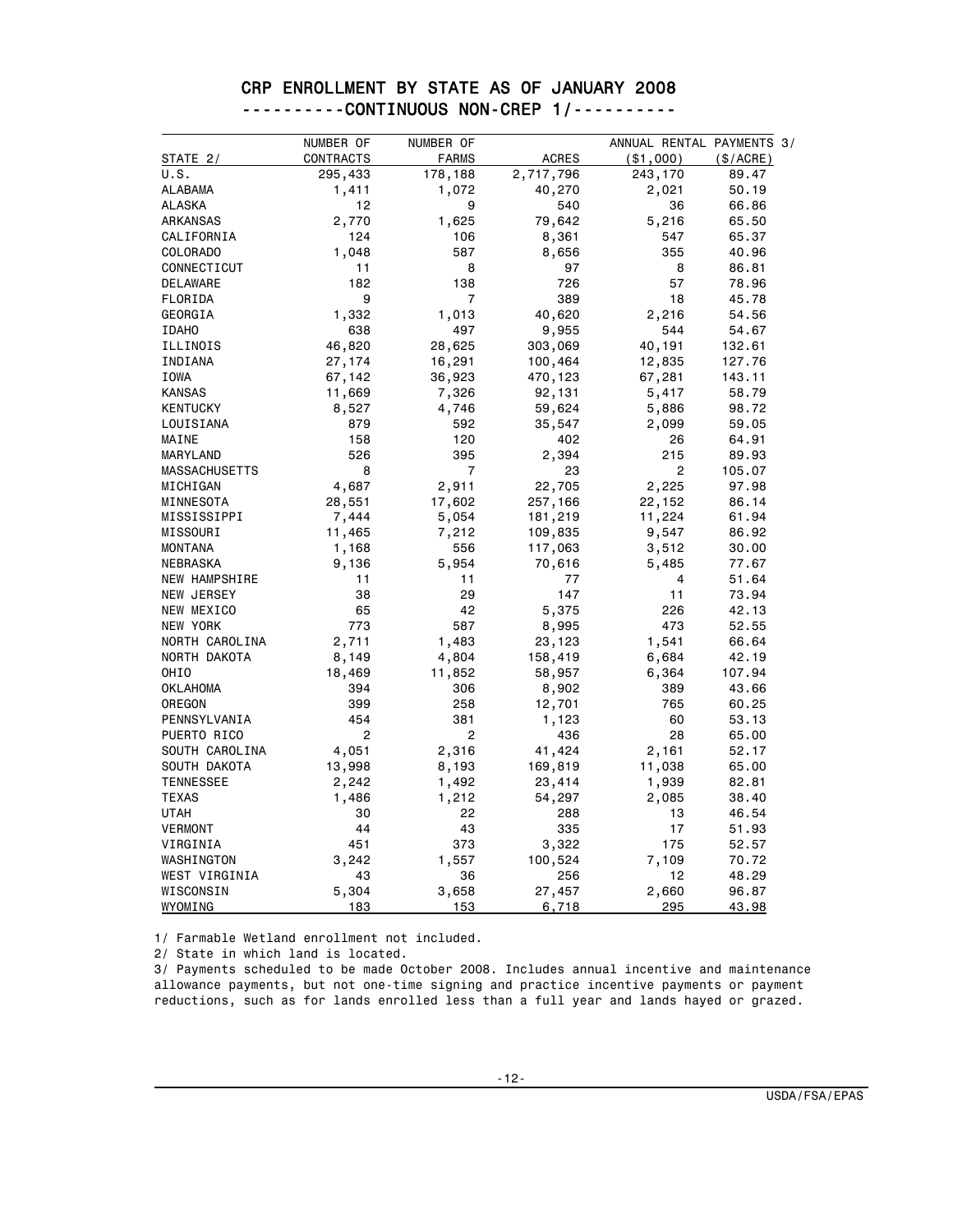# CRP ENROLLMENT BY STATE AS OF JANUARY 2008

## ----------CONTINUOUS NON-CREP 1/----------

| STATE 2/ | NUMBER OF CONTRACTS | NUMBER OF FARMS | ACRES | ANNUAL RENTAL PAYMENTS 3/ ($1,000) | ($/ACRE) |
|---|---|---|---|---|---|
| U.S. | 295,433 | 178,188 | 2,717,796 | 243,170 | 89.47 |
| ALABAMA | 1,411 | 1,072 | 40,270 | 2,021 | 50.19 |
| ALASKA | 12 | 9 | 540 | 36 | 66.86 |
| ARKANSAS | 2,770 | 1,625 | 79,642 | 5,216 | 65.50 |
| CALIFORNIA | 124 | 106 | 8,361 | 547 | 65.37 |
| COLORADO | 1,048 | 587 | 8,656 | 355 | 40.96 |
| CONNECTICUT | 11 | 8 | 97 | 8 | 86.81 |
| DELAWARE | 182 | 138 | 726 | 57 | 78.96 |
| FLORIDA | 9 | 7 | 389 | 18 | 45.78 |
| GEORGIA | 1,332 | 1,013 | 40,620 | 2,216 | 54.56 |
| IDAHO | 638 | 497 | 9,955 | 544 | 54.67 |
| ILLINOIS | 46,820 | 28,625 | 303,069 | 40,191 | 132.61 |
| INDIANA | 27,174 | 16,291 | 100,464 | 12,835 | 127.76 |
| IOWA | 67,142 | 36,923 | 470,123 | 67,281 | 143.11 |
| KANSAS | 11,669 | 7,326 | 92,131 | 5,417 | 58.79 |
| KENTUCKY | 8,527 | 4,746 | 59,624 | 5,886 | 98.72 |
| LOUISIANA | 879 | 592 | 35,547 | 2,099 | 59.05 |
| MAINE | 158 | 120 | 402 | 26 | 64.91 |
| MARYLAND | 526 | 395 | 2,394 | 215 | 89.93 |
| MASSACHUSETTS | 8 | 7 | 23 | 2 | 105.07 |
| MICHIGAN | 4,687 | 2,911 | 22,705 | 2,225 | 97.98 |
| MINNESOTA | 28,551 | 17,602 | 257,166 | 22,152 | 86.14 |
| MISSISSIPPI | 7,444 | 5,054 | 181,219 | 11,224 | 61.94 |
| MISSOURI | 11,465 | 7,212 | 109,835 | 9,547 | 86.92 |
| MONTANA | 1,168 | 556 | 117,063 | 3,512 | 30.00 |
| NEBRASKA | 9,136 | 5,954 | 70,616 | 5,485 | 77.67 |
| NEW HAMPSHIRE | 11 | 11 | 77 | 4 | 51.64 |
| NEW JERSEY | 38 | 29 | 147 | 11 | 73.94 |
| NEW MEXICO | 65 | 42 | 5,375 | 226 | 42.13 |
| NEW YORK | 773 | 587 | 8,995 | 473 | 52.55 |
| NORTH CAROLINA | 2,711 | 1,483 | 23,123 | 1,541 | 66.64 |
| NORTH DAKOTA | 8,149 | 4,804 | 158,419 | 6,684 | 42.19 |
| OHIO | 18,469 | 11,852 | 58,957 | 6,364 | 107.94 |
| OKLAHOMA | 394 | 306 | 8,902 | 389 | 43.66 |
| OREGON | 399 | 258 | 12,701 | 765 | 60.25 |
| PENNSYLVANIA | 454 | 381 | 1,123 | 60 | 53.13 |
| PUERTO RICO | 2 | 2 | 436 | 28 | 65.00 |
| SOUTH CAROLINA | 4,051 | 2,316 | 41,424 | 2,161 | 52.17 |
| SOUTH DAKOTA | 13,998 | 8,193 | 169,819 | 11,038 | 65.00 |
| TENNESSEE | 2,242 | 1,492 | 23,414 | 1,939 | 82.81 |
| TEXAS | 1,486 | 1,212 | 54,297 | 2,085 | 38.40 |
| UTAH | 30 | 22 | 288 | 13 | 46.54 |
| VERMONT | 44 | 43 | 335 | 17 | 51.93 |
| VIRGINIA | 451 | 373 | 3,322 | 175 | 52.57 |
| WASHINGTON | 3,242 | 1,557 | 100,524 | 7,109 | 70.72 |
| WEST VIRGINIA | 43 | 36 | 256 | 12 | 48.29 |
| WISCONSIN | 5,304 | 3,658 | 27,457 | 2,660 | 96.87 |
| WYOMING | 183 | 153 | 6,718 | 295 | 43.98 |

1/ Farmable Wetland enrollment not included.

2/ State in which land is located.

3/ Payments scheduled to be made October 2008. Includes annual incentive and maintenance allowance payments, but not one-time signing and practice incentive payments or payment reductions, such as for lands enrolled less than a full year and lands hayed or grazed.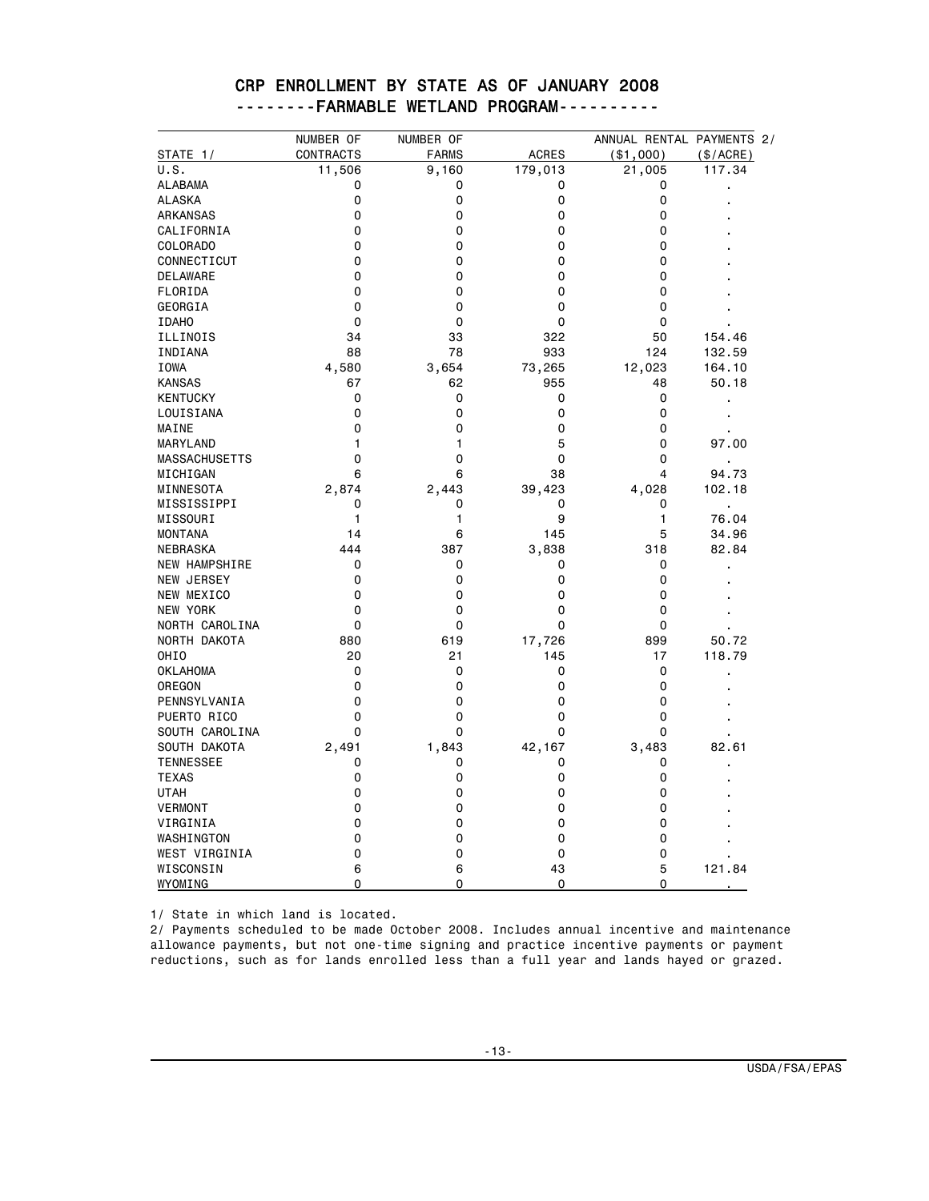# CRP ENROLLMENT BY STATE AS OF JANUARY 2008

## --------FARMABLE WETLAND PROGRAM----------

| STATE 1/ | NUMBER OF CONTRACTS | NUMBER OF FARMS | ACRES | ANNUAL RENTAL PAYMENTS 2/ ($1,000) | ($/ACRE) |
|---|---|---|---|---|---|
| U.S. | 11,506 | 9,160 | 179,013 | 21,005 | 117.34 |
| ALABAMA | 0 | 0 | 0 | 0 | . |
| ALASKA | 0 | 0 | 0 | 0 | . |
| ARKANSAS | 0 | 0 | 0 | 0 | . |
| CALIFORNIA | 0 | 0 | 0 | 0 | . |
| COLORADO | 0 | 0 | 0 | 0 | . |
| CONNECTICUT | 0 | 0 | 0 | 0 | . |
| DELAWARE | 0 | 0 | 0 | 0 | . |
| FLORIDA | 0 | 0 | 0 | 0 | . |
| GEORGIA | 0 | 0 | 0 | 0 | . |
| IDAHO | 0 | 0 | 0 | 0 | . |
| ILLINOIS | 34 | 33 | 322 | 50 | 154.46 |
| INDIANA | 88 | 78 | 933 | 124 | 132.59 |
| IOWA | 4,580 | 3,654 | 73,265 | 12,023 | 164.10 |
| KANSAS | 67 | 62 | 955 | 48 | 50.18 |
| KENTUCKY | 0 | 0 | 0 | 0 | . |
| LOUISIANA | 0 | 0 | 0 | 0 | . |
| MAINE | 0 | 0 | 0 | 0 | . |
| MARYLAND | 1 | 1 | 5 | 0 | 97.00 |
| MASSACHUSETTS | 0 | 0 | 0 | 0 | . |
| MICHIGAN | 6 | 6 | 38 | 4 | 94.73 |
| MINNESOTA | 2,874 | 2,443 | 39,423 | 4,028 | 102.18 |
| MISSISSIPPI | 0 | 0 | 0 | 0 | . |
| MISSOURI | 1 | 1 | 9 | 1 | 76.04 |
| MONTANA | 14 | 6 | 145 | 5 | 34.96 |
| NEBRASKA | 444 | 387 | 3,838 | 318 | 82.84 |
| NEW HAMPSHIRE | 0 | 0 | 0 | 0 | . |
| NEW JERSEY | 0 | 0 | 0 | 0 | . |
| NEW MEXICO | 0 | 0 | 0 | 0 | . |
| NEW YORK | 0 | 0 | 0 | 0 | . |
| NORTH CAROLINA | 0 | 0 | 0 | 0 | . |
| NORTH DAKOTA | 880 | 619 | 17,726 | 899 | 50.72 |
| OHIO | 20 | 21 | 145 | 17 | 118.79 |
| OKLAHOMA | 0 | 0 | 0 | 0 | . |
| OREGON | 0 | 0 | 0 | 0 | . |
| PENNSYLVANIA | 0 | 0 | 0 | 0 | . |
| PUERTO RICO | 0 | 0 | 0 | 0 | . |
| SOUTH CAROLINA | 0 | 0 | 0 | 0 | . |
| SOUTH DAKOTA | 2,491 | 1,843 | 42,167 | 3,483 | 82.61 |
| TENNESSEE | 0 | 0 | 0 | 0 | . |
| TEXAS | 0 | 0 | 0 | 0 | . |
| UTAH | 0 | 0 | 0 | 0 | . |
| VERMONT | 0 | 0 | 0 | 0 | . |
| VIRGINIA | 0 | 0 | 0 | 0 | . |
| WASHINGTON | 0 | 0 | 0 | 0 | . |
| WEST VIRGINIA | 0 | 0 | 0 | 0 | . |
| WISCONSIN | 6 | 6 | 43 | 5 | 121.84 |
| WYOMING | 0 | 0 | 0 | 0 | . |

1/ State in which land is located.

2/ Payments scheduled to be made October 2008. Includes annual incentive and maintenance allowance payments, but not one-time signing and practice incentive payments or payment reductions, such as for lands enrolled less than a full year and lands hayed or grazed.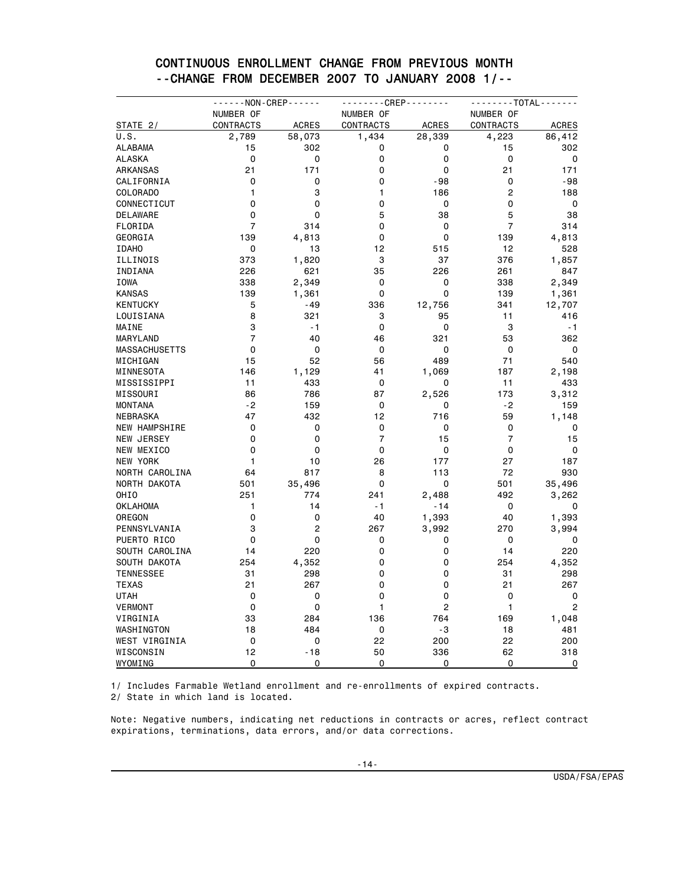## CONTINUOUS ENROLLMENT CHANGE FROM PREVIOUS MONTH
## --CHANGE FROM DECEMBER 2007 TO JANUARY 2008 1/--

| | NON-CREP | | CREP | | TOTAL | |
|---|---|---|---|---|---|---|
| STATE 2/ | NUMBER OF CONTRACTS | ACRES | NUMBER OF CONTRACTS | ACRES | NUMBER OF CONTRACTS | ACRES |
| U.S. | 2,789 | 58,073 | 1,434 | 28,339 | 4,223 | 86,412 |
| ALABAMA | 15 | 302 | 0 | 0 | 15 | 302 |
| ALASKA | 0 | 0 | 0 | 0 | 0 | 0 |
| ARKANSAS | 21 | 171 | 0 | 0 | 21 | 171 |
| CALIFORNIA | 0 | 0 | 0 | -98 | 0 | -98 |
| COLORADO | 1 | 3 | 1 | 186 | 2 | 188 |
| CONNECTICUT | 0 | 0 | 0 | 0 | 0 | 0 |
| DELAWARE | 0 | 0 | 5 | 38 | 5 | 38 |
| FLORIDA | 7 | 314 | 0 | 0 | 7 | 314 |
| GEORGIA | 139 | 4,813 | 0 | 0 | 139 | 4,813 |
| IDAHO | 0 | 13 | 12 | 515 | 12 | 528 |
| ILLINOIS | 373 | 1,820 | 3 | 37 | 376 | 1,857 |
| INDIANA | 226 | 621 | 35 | 226 | 261 | 847 |
| IOWA | 338 | 2,349 | 0 | 0 | 338 | 2,349 |
| KANSAS | 139 | 1,361 | 0 | 0 | 139 | 1,361 |
| KENTUCKY | 5 | -49 | 336 | 12,756 | 341 | 12,707 |
| LOUISIANA | 8 | 321 | 3 | 95 | 11 | 416 |
| MAINE | 3 | -1 | 0 | 0 | 3 | -1 |
| MARYLAND | 7 | 40 | 46 | 321 | 53 | 362 |
| MASSACHUSETTS | 0 | 0 | 0 | 0 | 0 | 0 |
| MICHIGAN | 15 | 52 | 56 | 489 | 71 | 540 |
| MINNESOTA | 146 | 1,129 | 41 | 1,069 | 187 | 2,198 |
| MISSISSIPPI | 11 | 433 | 0 | 0 | 11 | 433 |
| MISSOURI | 86 | 786 | 87 | 2,526 | 173 | 3,312 |
| MONTANA | -2 | 159 | 0 | 0 | -2 | 159 |
| NEBRASKA | 47 | 432 | 12 | 716 | 59 | 1,148 |
| NEW HAMPSHIRE | 0 | 0 | 0 | 0 | 0 | 0 |
| NEW JERSEY | 0 | 0 | 7 | 15 | 7 | 15 |
| NEW MEXICO | 0 | 0 | 0 | 0 | 0 | 0 |
| NEW YORK | 1 | 10 | 26 | 177 | 27 | 187 |
| NORTH CAROLINA | 64 | 817 | 8 | 113 | 72 | 930 |
| NORTH DAKOTA | 501 | 35,496 | 0 | 0 | 501 | 35,496 |
| OHIO | 251 | 774 | 241 | 2,488 | 492 | 3,262 |
| OKLAHOMA | 1 | 14 | -1 | -14 | 0 | 0 |
| OREGON | 0 | 0 | 40 | 1,393 | 40 | 1,393 |
| PENNSYLVANIA | 3 | 2 | 267 | 3,992 | 270 | 3,994 |
| PUERTO RICO | 0 | 0 | 0 | 0 | 0 | 0 |
| SOUTH CAROLINA | 14 | 220 | 0 | 0 | 14 | 220 |
| SOUTH DAKOTA | 254 | 4,352 | 0 | 0 | 254 | 4,352 |
| TENNESSEE | 31 | 298 | 0 | 0 | 31 | 298 |
| TEXAS | 21 | 267 | 0 | 0 | 21 | 267 |
| UTAH | 0 | 0 | 0 | 0 | 0 | 0 |
| VERMONT | 0 | 0 | 1 | 2 | 1 | 2 |
| VIRGINIA | 33 | 284 | 136 | 764 | 169 | 1,048 |
| WASHINGTON | 18 | 484 | 0 | -3 | 18 | 481 |
| WEST VIRGINIA | 0 | 0 | 22 | 200 | 22 | 200 |
| WISCONSIN | 12 | -18 | 50 | 336 | 62 | 318 |
| WYOMING | 0 | 0 | 0 | 0 | 0 | 0 |

1/ Includes Farmable Wetland enrollment and re-enrollments of expired contracts.
2/ State in which land is located.

Note: Negative numbers, indicating net reductions in contracts or acres, reflect contract expirations, terminations, data errors, and/or data corrections.

USDA/FSA/EPAS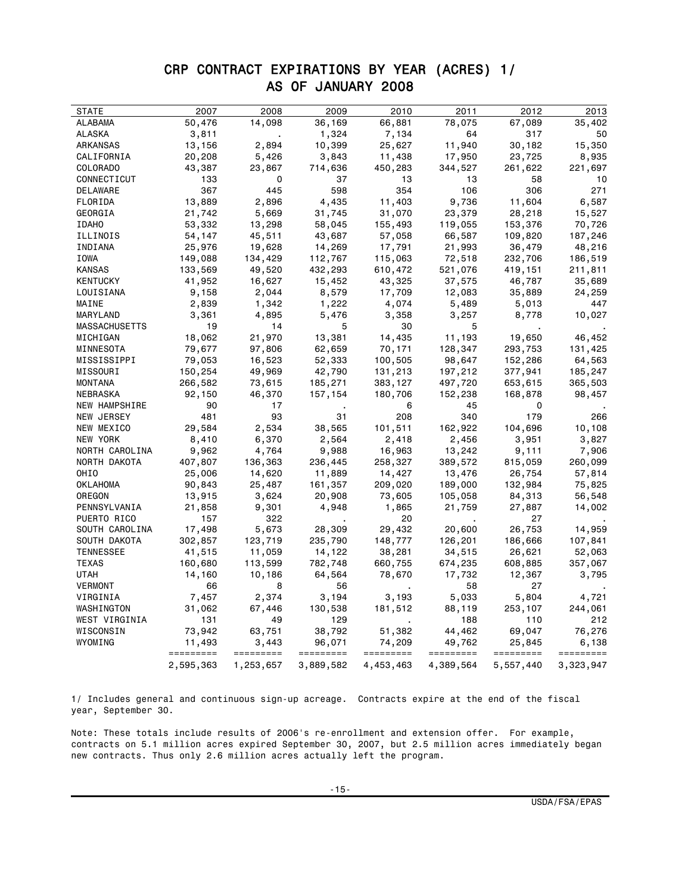# CRP CONTRACT EXPIRATIONS BY YEAR (ACRES) 1/
## AS OF JANUARY 2008

| STATE | 2007 | 2008 | 2009 | 2010 | 2011 | 2012 | 2013 |
|---|---|---|---|---|---|---|---|
| ALABAMA | 50,476 | 14,098 | 36,169 | 66,881 | 78,075 | 67,089 | 35,402 |
| ALASKA | 3,811 | . | 1,324 | 7,134 | 64 | 317 | 50 |
| ARKANSAS | 13,156 | 2,894 | 10,399 | 25,627 | 11,940 | 30,182 | 15,350 |
| CALIFORNIA | 20,208 | 5,426 | 3,843 | 11,438 | 17,950 | 23,725 | 8,935 |
| COLORADO | 43,387 | 23,867 | 714,636 | 450,283 | 344,527 | 261,622 | 221,697 |
| CONNECTICUT | 133 | 0 | 37 | 13 | 13 | 58 | 10 |
| DELAWARE | 367 | 445 | 598 | 354 | 106 | 306 | 271 |
| FLORIDA | 13,889 | 2,896 | 4,435 | 11,403 | 9,736 | 11,604 | 6,587 |
| GEORGIA | 21,742 | 5,669 | 31,745 | 31,070 | 23,379 | 28,218 | 15,527 |
| IDAHO | 53,332 | 13,298 | 58,045 | 155,493 | 119,055 | 153,376 | 70,726 |
| ILLINOIS | 54,147 | 45,511 | 43,687 | 57,058 | 66,587 | 109,820 | 187,246 |
| INDIANA | 25,976 | 19,628 | 14,269 | 17,791 | 21,993 | 36,479 | 48,216 |
| IOWA | 149,088 | 134,429 | 112,767 | 115,063 | 72,518 | 232,706 | 186,519 |
| KANSAS | 133,569 | 49,520 | 432,293 | 610,472 | 521,076 | 419,151 | 211,811 |
| KENTUCKY | 41,952 | 16,627 | 15,452 | 43,325 | 37,575 | 46,787 | 35,689 |
| LOUISIANA | 9,158 | 2,044 | 8,579 | 17,709 | 12,083 | 35,889 | 24,259 |
| MAINE | 2,839 | 1,342 | 1,222 | 4,074 | 5,489 | 5,013 | 447 |
| MARYLAND | 3,361 | 4,895 | 5,476 | 3,358 | 3,257 | 8,778 | 10,027 |
| MASSACHUSETTS | 19 | 14 | 5 | 30 | 5 | . | . |
| MICHIGAN | 18,062 | 21,970 | 13,381 | 14,435 | 11,193 | 19,650 | 46,452 |
| MINNESOTA | 79,677 | 97,806 | 62,659 | 70,171 | 128,347 | 293,753 | 131,425 |
| MISSISSIPPI | 79,053 | 16,523 | 52,333 | 100,505 | 98,647 | 152,286 | 64,563 |
| MISSOURI | 150,254 | 49,969 | 42,790 | 131,213 | 197,212 | 377,941 | 185,247 |
| MONTANA | 266,582 | 73,615 | 185,271 | 383,127 | 497,720 | 653,615 | 365,503 |
| NEBRASKA | 92,150 | 46,370 | 157,154 | 180,706 | 152,238 | 168,878 | 98,457 |
| NEW HAMPSHIRE | 90 | 17 | . | 6 | 45 | 0 | . |
| NEW JERSEY | 481 | 93 | 31 | 208 | 340 | 179 | 266 |
| NEW MEXICO | 29,584 | 2,534 | 38,565 | 101,511 | 162,922 | 104,696 | 10,108 |
| NEW YORK | 8,410 | 6,370 | 2,564 | 2,418 | 2,456 | 3,951 | 3,827 |
| NORTH CAROLINA | 9,962 | 4,764 | 9,988 | 16,963 | 13,242 | 9,111 | 7,906 |
| NORTH DAKOTA | 407,807 | 136,363 | 236,445 | 258,327 | 389,572 | 815,059 | 260,099 |
| OHIO | 25,006 | 14,620 | 11,889 | 14,427 | 13,476 | 26,754 | 57,814 |
| OKLAHOMA | 90,843 | 25,487 | 161,357 | 209,020 | 189,000 | 132,984 | 75,825 |
| OREGON | 13,915 | 3,624 | 20,908 | 73,605 | 105,058 | 84,313 | 56,548 |
| PENNSYLVANIA | 21,858 | 9,301 | 4,948 | 1,865 | 21,759 | 27,887 | 14,002 |
| PUERTO RICO | 157 | 322 | . | 20 | . | 27 | . |
| SOUTH CAROLINA | 17,498 | 5,673 | 28,309 | 29,432 | 20,600 | 26,753 | 14,959 |
| SOUTH DAKOTA | 302,857 | 123,719 | 235,790 | 148,777 | 126,201 | 186,666 | 107,841 |
| TENNESSEE | 41,515 | 11,059 | 14,122 | 38,281 | 34,515 | 26,621 | 52,063 |
| TEXAS | 160,680 | 113,599 | 782,748 | 660,755 | 674,235 | 608,885 | 357,067 |
| UTAH | 14,160 | 10,186 | 64,564 | 78,670 | 17,732 | 12,367 | 3,795 |
| VERMONT | 66 | 8 | 56 | . | 58 | 27 | . |
| VIRGINIA | 7,457 | 2,374 | 3,194 | 3,193 | 5,033 | 5,804 | 4,721 |
| WASHINGTON | 31,062 | 67,446 | 130,538 | 181,512 | 88,119 | 253,107 | 244,061 |
| WEST VIRGINIA | 131 | 49 | 129 | . | 188 | 110 | 212 |
| WISCONSIN | 73,942 | 63,751 | 38,792 | 51,382 | 44,462 | 69,047 | 76,276 |
| WYOMING | 11,493 | 3,443 | 96,071 | 74,209 | 49,762 | 25,845 | 6,138 |
| | ========= | ========= | ========= | ========= | ========= | ========= | ========= |
| | 2,595,363 | 1,253,657 | 3,889,582 | 4,453,463 | 4,389,564 | 5,557,440 | 3,323,947 |

1/ Includes general and continuous sign-up acreage. Contracts expire at the end of the fiscal year, September 30.

Note: These totals include results of 2006's re-enrollment and extension offer. For example, contracts on 5.1 million acres expired September 30, 2007, but 2.5 million acres immediately began new contracts. Thus only 2.6 million acres actually left the program.

USDA/FSA/EPAS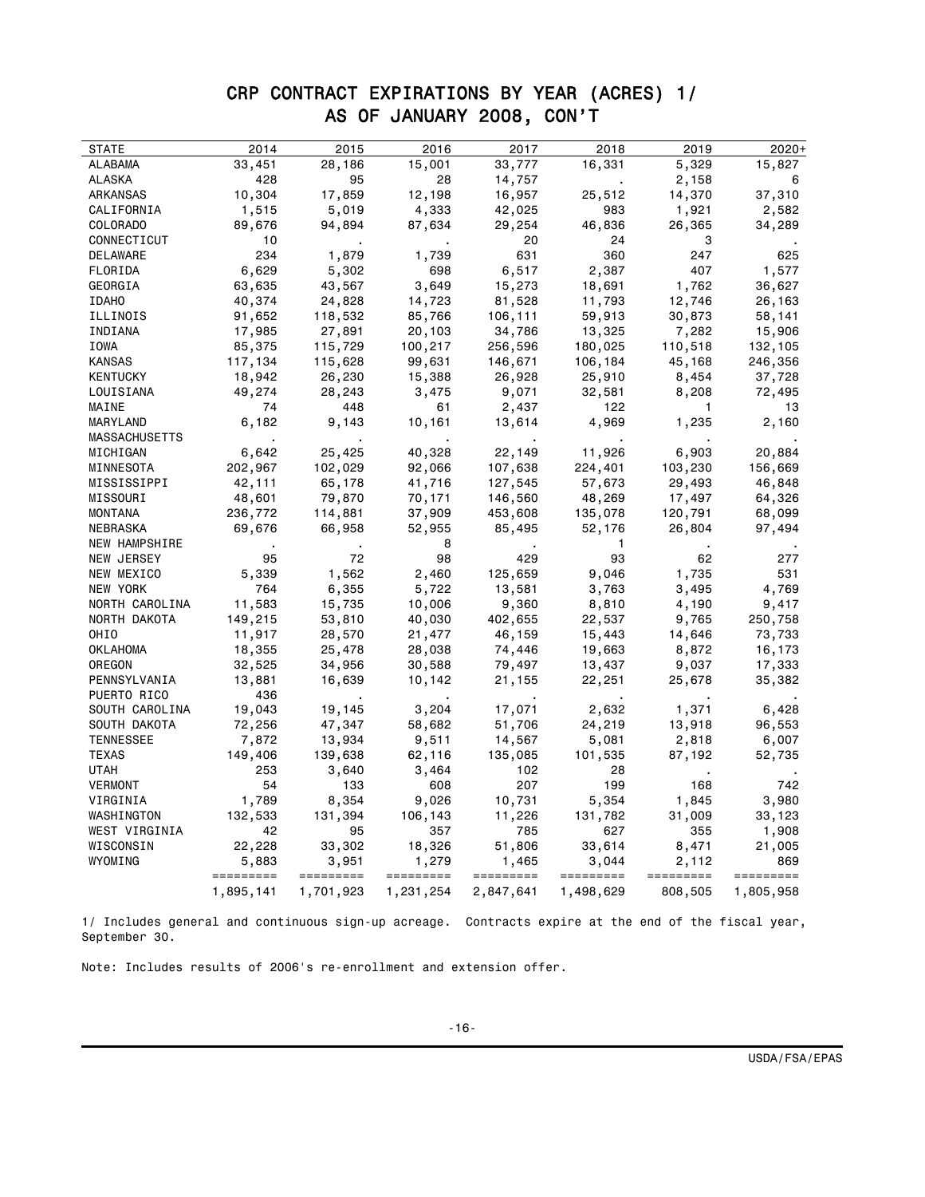# CRP CONTRACT EXPIRATIONS BY YEAR (ACRES) 1/
## AS OF JANUARY 2008, CON'T

| STATE | 2014 | 2015 | 2016 | 2017 | 2018 | 2019 | 2020+ |
|---|---|---|---|---|---|---|---|
| ALABAMA | 33,451 | 28,186 | 15,001 | 33,777 | 16,331 | 5,329 | 15,827 |
| ALASKA | 428 | 95 | 28 | 14,757 | . | 2,158 | 6 |
| ARKANSAS | 10,304 | 17,859 | 12,198 | 16,957 | 25,512 | 14,370 | 37,310 |
| CALIFORNIA | 1,515 | 5,019 | 4,333 | 42,025 | 983 | 1,921 | 2,582 |
| COLORADO | 89,676 | 94,894 | 87,634 | 29,254 | 46,836 | 26,365 | 34,289 |
| CONNECTICUT | 10 | . | . | 20 | 24 | 3 | . |
| DELAWARE | 234 | 1,879 | 1,739 | 631 | 360 | 247 | 625 |
| FLORIDA | 6,629 | 5,302 | 698 | 6,517 | 2,387 | 407 | 1,577 |
| GEORGIA | 63,635 | 43,567 | 3,649 | 15,273 | 18,691 | 1,762 | 36,627 |
| IDAHO | 40,374 | 24,828 | 14,723 | 81,528 | 11,793 | 12,746 | 26,163 |
| ILLINOIS | 91,652 | 118,532 | 85,766 | 106,111 | 59,913 | 30,873 | 58,141 |
| INDIANA | 17,985 | 27,891 | 20,103 | 34,786 | 13,325 | 7,282 | 15,906 |
| IOWA | 85,375 | 115,729 | 100,217 | 256,596 | 180,025 | 110,518 | 132,105 |
| KANSAS | 117,134 | 115,628 | 99,631 | 146,671 | 106,184 | 45,168 | 246,356 |
| KENTUCKY | 18,942 | 26,230 | 15,388 | 26,928 | 25,910 | 8,454 | 37,728 |
| LOUISIANA | 49,274 | 28,243 | 3,475 | 9,071 | 32,581 | 8,208 | 72,495 |
| MAINE | 74 | 448 | 61 | 2,437 | 122 | 1 | 13 |
| MARYLAND | 6,182 | 9,143 | 10,161 | 13,614 | 4,969 | 1,235 | 2,160 |
| MASSACHUSETTS | . | . | . | . | . | . | . |
| MICHIGAN | 6,642 | 25,425 | 40,328 | 22,149 | 11,926 | 6,903 | 20,884 |
| MINNESOTA | 202,967 | 102,029 | 92,066 | 107,638 | 224,401 | 103,230 | 156,669 |
| MISSISSIPPI | 42,111 | 65,178 | 41,716 | 127,545 | 57,673 | 29,493 | 46,848 |
| MISSOURI | 48,601 | 79,870 | 70,171 | 146,560 | 48,269 | 17,497 | 64,326 |
| MONTANA | 236,772 | 114,881 | 37,909 | 453,608 | 135,078 | 120,791 | 68,099 |
| NEBRASKA | 69,676 | 66,958 | 52,955 | 85,495 | 52,176 | 26,804 | 97,494 |
| NEW HAMPSHIRE | . | . | 8 | . | 1 | . | . |
| NEW JERSEY | 95 | 72 | 98 | 429 | 93 | 62 | 277 |
| NEW MEXICO | 5,339 | 1,562 | 2,460 | 125,659 | 9,046 | 1,735 | 531 |
| NEW YORK | 764 | 6,355 | 5,722 | 13,581 | 3,763 | 3,495 | 4,769 |
| NORTH CAROLINA | 11,583 | 15,735 | 10,006 | 9,360 | 8,810 | 4,190 | 9,417 |
| NORTH DAKOTA | 149,215 | 53,810 | 40,030 | 402,655 | 22,537 | 9,765 | 250,758 |
| OHIO | 11,917 | 28,570 | 21,477 | 46,159 | 15,443 | 14,646 | 73,733 |
| OKLAHOMA | 18,355 | 25,478 | 28,038 | 74,446 | 19,663 | 8,872 | 16,173 |
| OREGON | 32,525 | 34,956 | 30,588 | 79,497 | 13,437 | 9,037 | 17,333 |
| PENNSYLVANIA | 13,881 | 16,639 | 10,142 | 21,155 | 22,251 | 25,678 | 35,382 |
| PUERTO RICO | 436 | . | . | . | . | . | . |
| SOUTH CAROLINA | 19,043 | 19,145 | 3,204 | 17,071 | 2,632 | 1,371 | 6,428 |
| SOUTH DAKOTA | 72,256 | 47,347 | 58,682 | 51,706 | 24,219 | 13,918 | 96,553 |
| TENNESSEE | 7,872 | 13,934 | 9,511 | 14,567 | 5,081 | 2,818 | 6,007 |
| TEXAS | 149,406 | 139,638 | 62,116 | 135,085 | 101,535 | 87,192 | 52,735 |
| UTAH | 253 | 3,640 | 3,464 | 102 | 28 | . | . |
| VERMONT | 54 | 133 | 608 | 207 | 199 | 168 | 742 |
| VIRGINIA | 1,789 | 8,354 | 9,026 | 10,731 | 5,354 | 1,845 | 3,980 |
| WASHINGTON | 132,533 | 131,394 | 106,143 | 11,226 | 131,782 | 31,009 | 33,123 |
| WEST VIRGINIA | 42 | 95 | 357 | 785 | 627 | 355 | 1,908 |
| WISCONSIN | 22,228 | 33,302 | 18,326 | 51,806 | 33,614 | 8,471 | 21,005 |
| WYOMING | 5,883 | 3,951 | 1,279 | 1,465 | 3,044 | 2,112 | 869 |
| | 1,895,141 | 1,701,923 | 1,231,254 | 2,847,641 | 1,498,629 | 808,505 | 1,805,958 |

1/ Includes general and continuous sign-up acreage. Contracts expire at the end of the fiscal year, September 30.

Note: Includes results of 2006's re-enrollment and extension offer.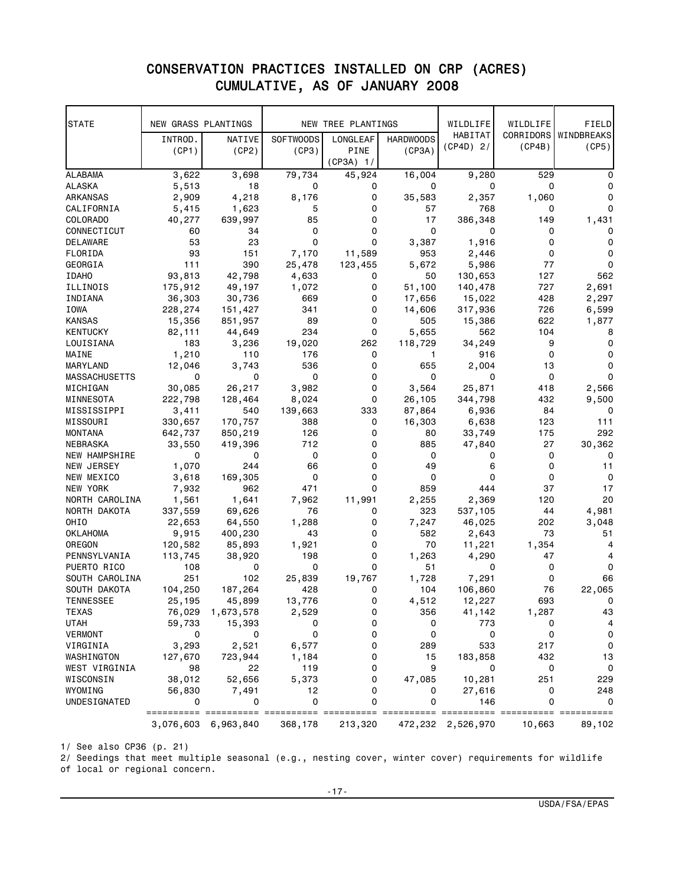# CONSERVATION PRACTICES INSTALLED ON CRP (ACRES)
## CUMULATIVE, AS OF JANUARY 2008

| STATE | NEW GRASS PLANTINGS | | NEW TREE PLANTINGS | | | WILDLIFE HABITAT (CP4D) 2/ | WILDLIFE CORRIDORS (CP4B) | FIELD WINDBREAKS (CP5) |
|---|---|---|---|---|---|---|---|---|
| | INTROD. (CP1) | NATIVE (CP2) | SOFTWOODS (CP3) | LONGLEAF PINE (CP3A) 1/ | HARDWOODS (CP3A) | | | |
| ALABAMA | 3,622 | 3,698 | 79,734 | 45,924 | 16,004 | 9,280 | 529 | 0 |
| ALASKA | 5,513 | 18 | 0 | 0 | 0 | 0 | 0 | 0 |
| ARKANSAS | 2,909 | 4,218 | 8,176 | 0 | 35,583 | 2,357 | 1,060 | 0 |
| CALIFORNIA | 5,415 | 1,623 | 5 | 0 | 57 | 768 | 0 | 0 |
| COLORADO | 40,277 | 639,997 | 85 | 0 | 17 | 386,348 | 149 | 1,431 |
| CONNECTICUT | 60 | 34 | 0 | 0 | 0 | 0 | 0 | 0 |
| DELAWARE | 53 | 23 | 0 | 0 | 3,387 | 1,916 | 0 | 0 |
| FLORIDA | 93 | 151 | 7,170 | 11,589 | 953 | 2,446 | 0 | 0 |
| GEORGIA | 111 | 390 | 25,478 | 123,455 | 5,672 | 5,986 | 77 | 0 |
| IDAHO | 93,813 | 42,798 | 4,633 | 0 | 50 | 130,653 | 127 | 562 |
| ILLINOIS | 175,912 | 49,197 | 1,072 | 0 | 51,100 | 140,478 | 727 | 2,691 |
| INDIANA | 36,303 | 30,736 | 669 | 0 | 17,656 | 15,022 | 428 | 2,297 |
| IOWA | 228,274 | 151,427 | 341 | 0 | 14,606 | 317,936 | 726 | 6,599 |
| KANSAS | 15,356 | 851,957 | 89 | 0 | 505 | 15,386 | 622 | 1,877 |
| KENTUCKY | 82,111 | 44,649 | 234 | 0 | 5,655 | 562 | 104 | 8 |
| LOUISIANA | 183 | 3,236 | 19,020 | 262 | 118,729 | 34,249 | 9 | 0 |
| MAINE | 1,210 | 110 | 176 | 0 | 1 | 916 | 0 | 0 |
| MARYLAND | 12,046 | 3,743 | 536 | 0 | 655 | 2,004 | 13 | 0 |
| MASSACHUSETTS | 0 | 0 | 0 | 0 | 0 | 0 | 0 | 0 |
| MICHIGAN | 30,085 | 26,217 | 3,982 | 0 | 3,564 | 25,871 | 418 | 2,566 |
| MINNESOTA | 222,798 | 128,464 | 8,024 | 0 | 26,105 | 344,798 | 432 | 9,500 |
| MISSISSIPPI | 3,411 | 540 | 139,663 | 333 | 87,864 | 6,936 | 84 | 0 |
| MISSOURI | 330,657 | 170,757 | 388 | 0 | 16,303 | 6,638 | 123 | 111 |
| MONTANA | 642,737 | 850,219 | 126 | 0 | 80 | 33,749 | 175 | 292 |
| NEBRASKA | 33,550 | 419,396 | 712 | 0 | 885 | 47,840 | 27 | 30,362 |
| NEW HAMPSHIRE | 0 | 0 | 0 | 0 | 0 | 0 | 0 | 0 |
| NEW JERSEY | 1,070 | 244 | 66 | 0 | 49 | 6 | 0 | 11 |
| NEW MEXICO | 3,618 | 169,305 | 0 | 0 | 0 | 0 | 0 | 0 |
| NEW YORK | 7,932 | 962 | 471 | 0 | 859 | 444 | 37 | 17 |
| NORTH CAROLINA | 1,561 | 1,641 | 7,962 | 11,991 | 2,255 | 2,369 | 120 | 20 |
| NORTH DAKOTA | 337,559 | 69,626 | 76 | 0 | 323 | 537,105 | 44 | 4,981 |
| OHIO | 22,653 | 64,550 | 1,288 | 0 | 7,247 | 46,025 | 202 | 3,048 |
| OKLAHOMA | 9,915 | 400,230 | 43 | 0 | 582 | 2,643 | 73 | 51 |
| OREGON | 120,582 | 85,893 | 1,921 | 0 | 70 | 11,221 | 1,354 | 4 |
| PENNSYLVANIA | 113,745 | 38,920 | 198 | 0 | 1,263 | 4,290 | 47 | 4 |
| PUERTO RICO | 108 | 0 | 0 | 0 | 51 | 0 | 0 | 0 |
| SOUTH CAROLINA | 251 | 102 | 25,839 | 19,767 | 1,728 | 7,291 | 0 | 66 |
| SOUTH DAKOTA | 104,250 | 187,264 | 428 | 0 | 104 | 106,860 | 76 | 22,065 |
| TENNESSEE | 25,195 | 45,899 | 13,776 | 0 | 4,512 | 12,227 | 693 | 0 |
| TEXAS | 76,029 | 1,673,578 | 2,529 | 0 | 356 | 41,142 | 1,287 | 43 |
| UTAH | 59,733 | 15,393 | 0 | 0 | 0 | 773 | 0 | 4 |
| VERMONT | 0 | 0 | 0 | 0 | 0 | 0 | 0 | 0 |
| VIRGINIA | 3,293 | 2,521 | 6,577 | 0 | 289 | 533 | 217 | 0 |
| WASHINGTON | 127,670 | 723,944 | 1,184 | 0 | 15 | 183,858 | 432 | 13 |
| WEST VIRGINIA | 98 | 22 | 119 | 0 | 9 | 0 | 0 | 0 |
| WISCONSIN | 38,012 | 52,656 | 5,373 | 0 | 47,085 | 10,281 | 251 | 229 |
| WYOMING | 56,830 | 7,491 | 12 | 0 | 0 | 27,616 | 0 | 248 |
| UNDESIGNATED | 0 | 0 | 0 | 0 | 0 | 146 | 0 | 0 |
| | 3,076,603 | 6,963,840 | 368,178 | 213,320 | 472,232 | 2,526,970 | 10,663 | 89,102 |

1/ See also CP36 (p. 21)

2/ Seedings that meet multiple seasonal (e.g., nesting cover, winter cover) requirements for wildlife of local or regional concern.

USDA/FSA/EPAS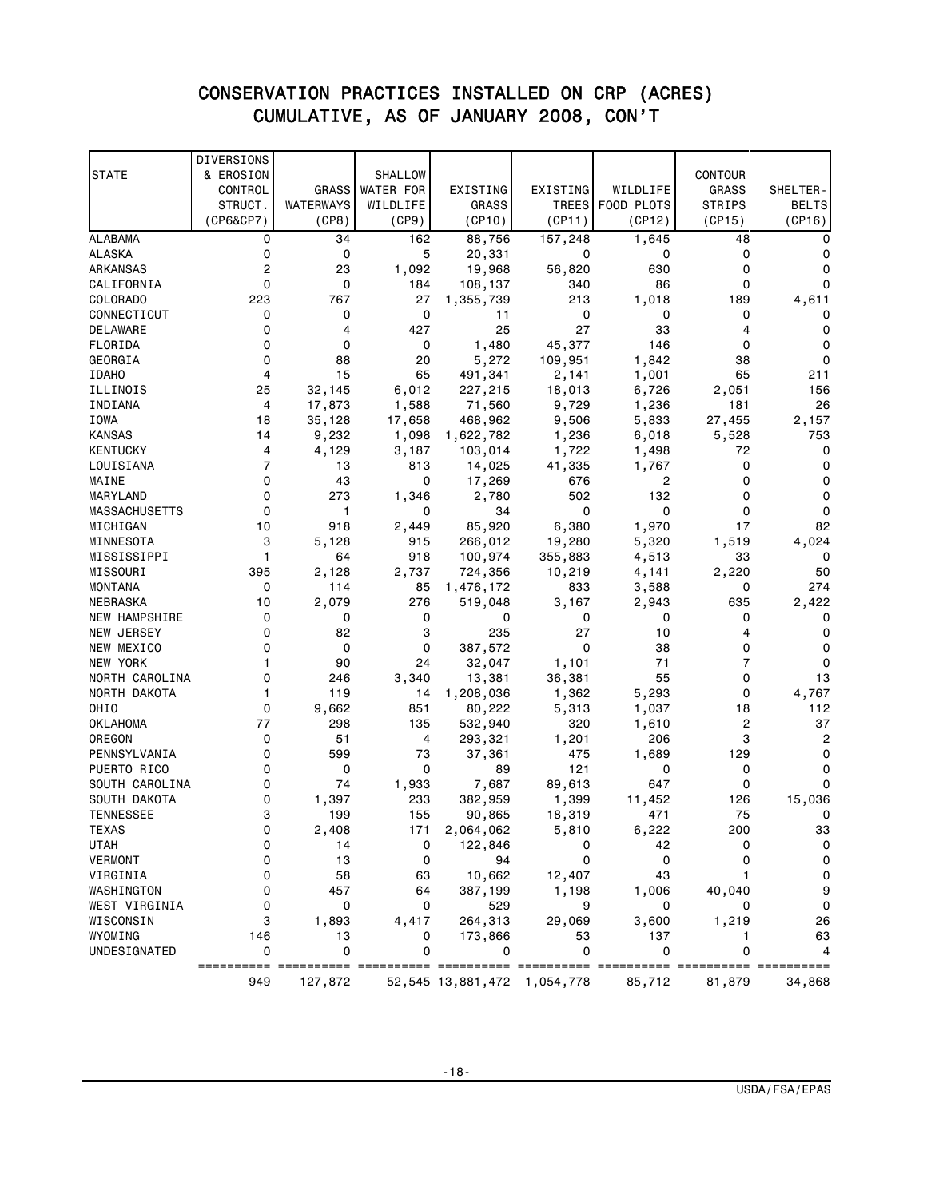# CONSERVATION PRACTICES INSTALLED ON CRP (ACRES)
## CUMULATIVE, AS OF JANUARY 2008, CON'T

| STATE | DIVERSIONS & EROSION CONTROL STRUCT. (CP6&CP7) | GRASS WATERWAYS (CP8) | SHALLOW WATER FOR WILDLIFE (CP9) | EXISTING GRASS (CP10) | EXISTING TREES (CP11) | WILDLIFE FOOD PLOTS (CP12) | CONTOUR GRASS STRIPS (CP15) | SHELTER-BELTS (CP16) |
|---|---|---|---|---|---|---|---|---|
| ALABAMA | 0 | 34 | 162 | 88,756 | 157,248 | 1,645 | 48 | 0 |
| ALASKA | 0 | 0 | 5 | 20,331 | 0 | 0 | 0 | 0 |
| ARKANSAS | 2 | 23 | 1,092 | 19,968 | 56,820 | 630 | 0 | 0 |
| CALIFORNIA | 0 | 0 | 184 | 108,137 | 340 | 86 | 0 | 0 |
| COLORADO | 223 | 767 | 27 | 1,355,739 | 213 | 1,018 | 189 | 4,611 |
| CONNECTICUT | 0 | 0 | 0 | 11 | 0 | 0 | 0 | 0 |
| DELAWARE | 0 | 4 | 427 | 25 | 27 | 33 | 4 | 0 |
| FLORIDA | 0 | 0 | 0 | 1,480 | 45,377 | 146 | 0 | 0 |
| GEORGIA | 0 | 88 | 20 | 5,272 | 109,951 | 1,842 | 38 | 0 |
| IDAHO | 4 | 15 | 65 | 491,341 | 2,141 | 1,001 | 65 | 211 |
| ILLINOIS | 25 | 32,145 | 6,012 | 227,215 | 18,013 | 6,726 | 2,051 | 156 |
| INDIANA | 4 | 17,873 | 1,588 | 71,560 | 9,729 | 1,236 | 181 | 26 |
| IOWA | 18 | 35,128 | 17,658 | 468,962 | 9,506 | 5,833 | 27,455 | 2,157 |
| KANSAS | 14 | 9,232 | 1,098 | 1,622,782 | 1,236 | 6,018 | 5,528 | 753 |
| KENTUCKY | 4 | 4,129 | 3,187 | 103,014 | 1,722 | 1,498 | 72 | 0 |
| LOUISIANA | 7 | 13 | 813 | 14,025 | 41,335 | 1,767 | 0 | 0 |
| MAINE | 0 | 43 | 0 | 17,269 | 676 | 2 | 0 | 0 |
| MARYLAND | 0 | 273 | 1,346 | 2,780 | 502 | 132 | 0 | 0 |
| MASSACHUSETTS | 0 | 1 | 0 | 34 | 0 | 0 | 0 | 0 |
| MICHIGAN | 10 | 918 | 2,449 | 85,920 | 6,380 | 1,970 | 17 | 82 |
| MINNESOTA | 3 | 5,128 | 915 | 266,012 | 19,280 | 5,320 | 1,519 | 4,024 |
| MISSISSIPPI | 1 | 64 | 918 | 100,974 | 355,883 | 4,513 | 33 | 0 |
| MISSOURI | 395 | 2,128 | 2,737 | 724,356 | 10,219 | 4,141 | 2,220 | 50 |
| MONTANA | 0 | 114 | 85 | 1,476,172 | 833 | 3,588 | 0 | 274 |
| NEBRASKA | 10 | 2,079 | 276 | 519,048 | 3,167 | 2,943 | 635 | 2,422 |
| NEW HAMPSHIRE | 0 | 0 | 0 | 0 | 0 | 0 | 0 | 0 |
| NEW JERSEY | 0 | 82 | 3 | 235 | 27 | 10 | 4 | 0 |
| NEW MEXICO | 0 | 0 | 0 | 387,572 | 0 | 38 | 0 | 0 |
| NEW YORK | 1 | 90 | 24 | 32,047 | 1,101 | 71 | 7 | 0 |
| NORTH CAROLINA | 0 | 246 | 3,340 | 13,381 | 36,381 | 55 | 0 | 13 |
| NORTH DAKOTA | 1 | 119 | 14 | 1,208,036 | 1,362 | 5,293 | 0 | 4,767 |
| OHIO | 0 | 9,662 | 851 | 80,222 | 5,313 | 1,037 | 18 | 112 |
| OKLAHOMA | 77 | 298 | 135 | 532,940 | 320 | 1,610 | 2 | 37 |
| OREGON | 0 | 51 | 4 | 293,321 | 1,201 | 206 | 3 | 2 |
| PENNSYLVANIA | 0 | 599 | 73 | 37,361 | 475 | 1,689 | 129 | 0 |
| PUERTO RICO | 0 | 0 | 0 | 89 | 121 | 0 | 0 | 0 |
| SOUTH CAROLINA | 0 | 74 | 1,933 | 7,687 | 89,613 | 647 | 0 | 0 |
| SOUTH DAKOTA | 0 | 1,397 | 233 | 382,959 | 1,399 | 11,452 | 126 | 15,036 |
| TENNESSEE | 3 | 199 | 155 | 90,865 | 18,319 | 471 | 75 | 0 |
| TEXAS | 0 | 2,408 | 171 | 2,064,062 | 5,810 | 6,222 | 200 | 33 |
| UTAH | 0 | 14 | 0 | 122,846 | 0 | 42 | 0 | 0 |
| VERMONT | 0 | 13 | 0 | 94 | 0 | 0 | 0 | 0 |
| VIRGINIA | 0 | 58 | 63 | 10,662 | 12,407 | 43 | 1 | 0 |
| WASHINGTON | 0 | 457 | 64 | 387,199 | 1,198 | 1,006 | 40,040 | 9 |
| WEST VIRGINIA | 0 | 0 | 0 | 529 | 9 | 0 | 0 | 0 |
| WISCONSIN | 3 | 1,893 | 4,417 | 264,313 | 29,069 | 3,600 | 1,219 | 26 |
| WYOMING | 146 | 13 | 0 | 173,866 | 53 | 137 | 1 | 63 |
| UNDESIGNATED | 0 | 0 | 0 | 0 | 0 | 0 | 0 | 4 |
| | 949 | 127,872 | 52,545 | 13,881,472 | 1,054,778 | 85,712 | 81,879 | 34,868 |

USDA/FSA/EPAS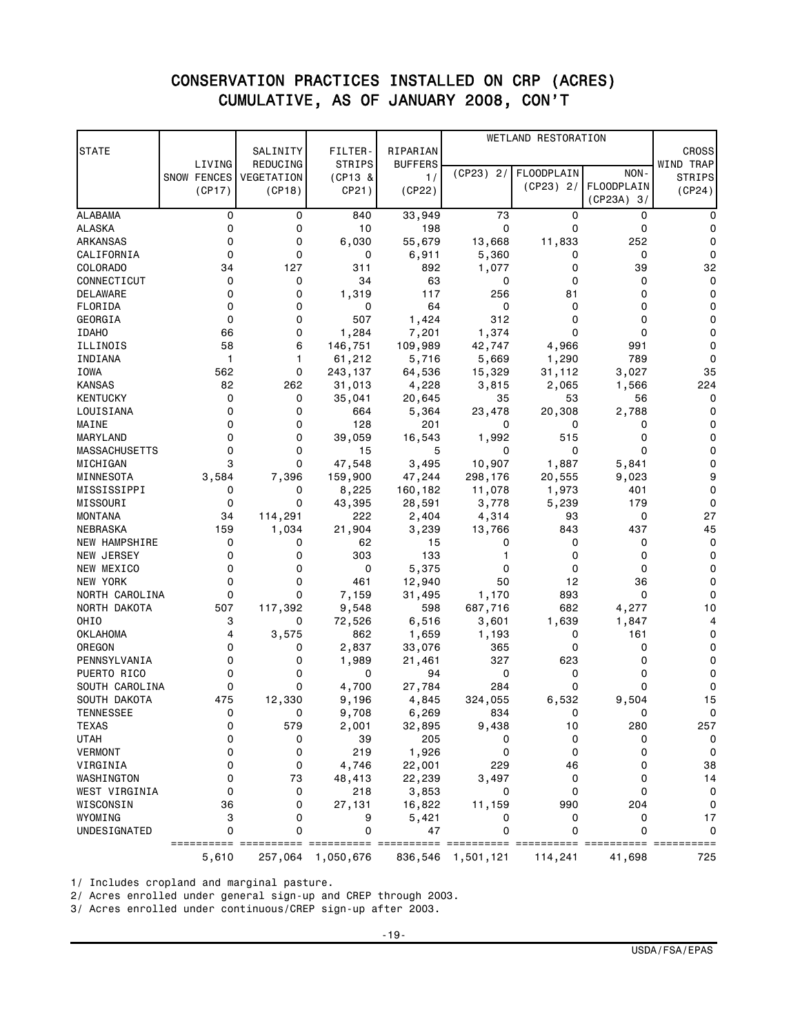# CONSERVATION PRACTICES INSTALLED ON CRP (ACRES)
## CUMULATIVE, AS OF JANUARY 2008, CON'T

| STATE | LIVING SNOW FENCES (CP17) | SALINITY REDUCING VEGETATION (CP18) | FILTER-STRIPS (CP13 & CP21) | RIPARIAN BUFFERS 1/ (CP22) | WETLAND RESTORATION | | | CROSS WIND TRAP STRIPS (CP24) |
|---|---|---|---|---|---|---|---|---|
| | | | | | (CP23) 2/ | FLOODPLAIN (CP23) 2/ | NON-FLOODPLAIN (CP23A) 3/ | |
| ALABAMA | 0 | 0 | 840 | 33,949 | 73 | 0 | 0 | 0 |
| ALASKA | 0 | 0 | 10 | 198 | 0 | 0 | 0 | 0 |
| ARKANSAS | 0 | 0 | 6,030 | 55,679 | 13,668 | 11,833 | 252 | 0 |
| CALIFORNIA | 0 | 0 | 0 | 6,911 | 5,360 | 0 | 0 | 0 |
| COLORADO | 34 | 127 | 311 | 892 | 1,077 | 0 | 39 | 32 |
| CONNECTICUT | 0 | 0 | 34 | 63 | 0 | 0 | 0 | 0 |
| DELAWARE | 0 | 0 | 1,319 | 117 | 256 | 81 | 0 | 0 |
| FLORIDA | 0 | 0 | 0 | 64 | 0 | 0 | 0 | 0 |
| GEORGIA | 0 | 0 | 507 | 1,424 | 312 | 0 | 0 | 0 |
| IDAHO | 66 | 0 | 1,284 | 7,201 | 1,374 | 0 | 0 | 0 |
| ILLINOIS | 58 | 6 | 146,751 | 109,989 | 42,747 | 4,966 | 991 | 0 |
| INDIANA | 1 | 1 | 61,212 | 5,716 | 5,669 | 1,290 | 789 | 0 |
| IOWA | 562 | 0 | 243,137 | 64,536 | 15,329 | 31,112 | 3,027 | 35 |
| KANSAS | 82 | 262 | 31,013 | 4,228 | 3,815 | 2,065 | 1,566 | 224 |
| KENTUCKY | 0 | 0 | 35,041 | 20,645 | 35 | 53 | 56 | 0 |
| LOUISIANA | 0 | 0 | 664 | 5,364 | 23,478 | 20,308 | 2,788 | 0 |
| MAINE | 0 | 0 | 128 | 201 | 0 | 0 | 0 | 0 |
| MARYLAND | 0 | 0 | 39,059 | 16,543 | 1,992 | 515 | 0 | 0 |
| MASSACHUSETTS | 0 | 0 | 15 | 5 | 0 | 0 | 0 | 0 |
| MICHIGAN | 3 | 0 | 47,548 | 3,495 | 10,907 | 1,887 | 5,841 | 0 |
| MINNESOTA | 3,584 | 7,396 | 159,900 | 47,244 | 298,176 | 20,555 | 9,023 | 9 |
| MISSISSIPPI | 0 | 0 | 8,225 | 160,182 | 11,078 | 1,973 | 401 | 0 |
| MISSOURI | 0 | 0 | 43,395 | 28,591 | 3,778 | 5,239 | 179 | 0 |
| MONTANA | 34 | 114,291 | 222 | 2,404 | 4,314 | 93 | 0 | 27 |
| NEBRASKA | 159 | 1,034 | 21,904 | 3,239 | 13,766 | 843 | 437 | 45 |
| NEW HAMPSHIRE | 0 | 0 | 62 | 15 | 0 | 0 | 0 | 0 |
| NEW JERSEY | 0 | 0 | 303 | 133 | 1 | 0 | 0 | 0 |
| NEW MEXICO | 0 | 0 | 0 | 5,375 | 0 | 0 | 0 | 0 |
| NEW YORK | 0 | 0 | 461 | 12,940 | 50 | 12 | 36 | 0 |
| NORTH CAROLINA | 0 | 0 | 7,159 | 31,495 | 1,170 | 893 | 0 | 0 |
| NORTH DAKOTA | 507 | 117,392 | 9,548 | 598 | 687,716 | 682 | 4,277 | 10 |
| OHIO | 3 | 0 | 72,526 | 6,516 | 3,601 | 1,639 | 1,847 | 4 |
| OKLAHOMA | 4 | 3,575 | 862 | 1,659 | 1,193 | 0 | 161 | 0 |
| OREGON | 0 | 0 | 2,837 | 33,076 | 365 | 0 | 0 | 0 |
| PENNSYLVANIA | 0 | 0 | 1,989 | 21,461 | 327 | 623 | 0 | 0 |
| PUERTO RICO | 0 | 0 | 0 | 94 | 0 | 0 | 0 | 0 |
| SOUTH CAROLINA | 0 | 0 | 4,700 | 27,784 | 284 | 0 | 0 | 0 |
| SOUTH DAKOTA | 475 | 12,330 | 9,196 | 4,845 | 324,055 | 6,532 | 9,504 | 15 |
| TENNESSEE | 0 | 0 | 9,708 | 6,269 | 834 | 0 | 0 | 0 |
| TEXAS | 0 | 579 | 2,001 | 32,895 | 9,438 | 10 | 280 | 257 |
| UTAH | 0 | 0 | 39 | 205 | 0 | 0 | 0 | 0 |
| VERMONT | 0 | 0 | 219 | 1,926 | 0 | 0 | 0 | 0 |
| VIRGINIA | 0 | 0 | 4,746 | 22,001 | 229 | 46 | 0 | 38 |
| WASHINGTON | 0 | 73 | 48,413 | 22,239 | 3,497 | 0 | 0 | 14 |
| WEST VIRGINIA | 0 | 0 | 218 | 3,853 | 0 | 0 | 0 | 0 |
| WISCONSIN | 36 | 0 | 27,131 | 16,822 | 11,159 | 990 | 204 | 0 |
| WYOMING | 3 | 0 | 9 | 5,421 | 0 | 0 | 0 | 17 |
| UNDESIGNATED | 0 | 0 | 0 | 47 | 0 | 0 | 0 | 0 |
| | 5,610 | 257,064 | 1,050,676 | 836,546 | 1,501,121 | 114,241 | 41,698 | 725 |

1/ Includes cropland and marginal pasture.

2/ Acres enrolled under general sign-up and CREP through 2003.

3/ Acres enrolled under continuous/CREP sign-up after 2003.

USDA/FSA/EPAS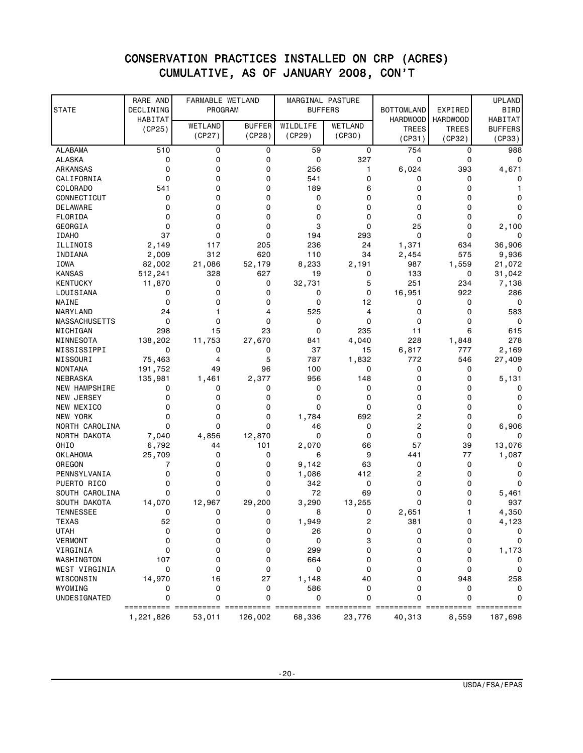# CONSERVATION PRACTICES INSTALLED ON CRP (ACRES)
## CUMULATIVE, AS OF JANUARY 2008, CON'T

| STATE | RARE AND DECLINING HABITAT (CP25) | FARMABLE WETLAND PROGRAM | | MARGINAL PASTURE BUFFERS | | BOTTOMLAND HARDWOOD TREES (CP31) | EXPIRED HARDWOOD TREES (CP32) | UPLAND BIRD HABITAT BUFFERS (CP33) |
|---|---|---|---|---|---|---|---|---|
| | | WETLAND (CP27) | BUFFER (CP28) | WILDLIFE (CP29) | WETLAND (CP30) | | | |
| ALABAMA | 510 | 0 | 0 | 59 | 0 | 754 | 0 | 988 |
| ALASKA | 0 | 0 | 0 | 0 | 327 | 0 | 0 | 0 |
| ARKANSAS | 0 | 0 | 0 | 256 | 1 | 6,024 | 393 | 4,671 |
| CALIFORNIA | 0 | 0 | 0 | 541 | 0 | 0 | 0 | 0 |
| COLORADO | 541 | 0 | 0 | 189 | 6 | 0 | 0 | 1 |
| CONNECTICUT | 0 | 0 | 0 | 0 | 0 | 0 | 0 | 0 |
| DELAWARE | 0 | 0 | 0 | 0 | 0 | 0 | 0 | 0 |
| FLORIDA | 0 | 0 | 0 | 0 | 0 | 0 | 0 | 0 |
| GEORGIA | 0 | 0 | 0 | 3 | 0 | 25 | 0 | 2,100 |
| IDAHO | 37 | 0 | 0 | 194 | 293 | 0 | 0 | 0 |
| ILLINOIS | 2,149 | 117 | 205 | 236 | 24 | 1,371 | 634 | 36,906 |
| INDIANA | 2,009 | 312 | 620 | 110 | 34 | 2,454 | 575 | 9,936 |
| IOWA | 82,002 | 21,086 | 52,179 | 8,233 | 2,191 | 987 | 1,559 | 21,072 |
| KANSAS | 512,241 | 328 | 627 | 19 | 0 | 133 | 0 | 31,042 |
| KENTUCKY | 11,870 | 0 | 0 | 32,731 | 5 | 251 | 234 | 7,138 |
| LOUISIANA | 0 | 0 | 0 | 0 | 0 | 16,951 | 922 | 286 |
| MAINE | 0 | 0 | 0 | 0 | 12 | 0 | 0 | 0 |
| MARYLAND | 24 | 1 | 4 | 525 | 4 | 0 | 0 | 583 |
| MASSACHUSETTS | 0 | 0 | 0 | 0 | 0 | 0 | 0 | 0 |
| MICHIGAN | 298 | 15 | 23 | 0 | 235 | 11 | 6 | 615 |
| MINNESOTA | 138,202 | 11,753 | 27,670 | 841 | 4,040 | 228 | 1,848 | 278 |
| MISSISSIPPI | 0 | 0 | 0 | 37 | 15 | 6,817 | 777 | 2,169 |
| MISSOURI | 75,463 | 4 | 5 | 787 | 1,832 | 772 | 546 | 27,409 |
| MONTANA | 191,752 | 49 | 96 | 100 | 0 | 0 | 0 | 0 |
| NEBRASKA | 135,981 | 1,461 | 2,377 | 956 | 148 | 0 | 0 | 5,131 |
| NEW HAMPSHIRE | 0 | 0 | 0 | 0 | 0 | 0 | 0 | 0 |
| NEW JERSEY | 0 | 0 | 0 | 0 | 0 | 0 | 0 | 0 |
| NEW MEXICO | 0 | 0 | 0 | 0 | 0 | 0 | 0 | 0 |
| NEW YORK | 0 | 0 | 0 | 1,784 | 692 | 2 | 0 | 0 |
| NORTH CAROLINA | 0 | 0 | 0 | 46 | 0 | 2 | 0 | 6,906 |
| NORTH DAKOTA | 7,040 | 4,856 | 12,870 | 0 | 0 | 0 | 0 | 0 |
| OHIO | 6,792 | 44 | 101 | 2,070 | 66 | 57 | 39 | 13,076 |
| OKLAHOMA | 25,709 | 0 | 0 | 6 | 9 | 441 | 77 | 1,087 |
| OREGON | 7 | 0 | 0 | 9,142 | 63 | 0 | 0 | 0 |
| PENNSYLVANIA | 0 | 0 | 0 | 1,086 | 412 | 2 | 0 | 0 |
| PUERTO RICO | 0 | 0 | 0 | 342 | 0 | 0 | 0 | 0 |
| SOUTH CAROLINA | 0 | 0 | 0 | 72 | 69 | 0 | 0 | 5,461 |
| SOUTH DAKOTA | 14,070 | 12,967 | 29,200 | 3,290 | 13,255 | 0 | 0 | 937 |
| TENNESSEE | 0 | 0 | 0 | 8 | 0 | 2,651 | 1 | 4,350 |
| TEXAS | 52 | 0 | 0 | 1,949 | 2 | 381 | 0 | 4,123 |
| UTAH | 0 | 0 | 0 | 26 | 0 | 0 | 0 | 0 |
| VERMONT | 0 | 0 | 0 | 0 | 3 | 0 | 0 | 0 |
| VIRGINIA | 0 | 0 | 0 | 299 | 0 | 0 | 0 | 1,173 |
| WASHINGTON | 107 | 0 | 0 | 664 | 0 | 0 | 0 | 0 |
| WEST VIRGINIA | 0 | 0 | 0 | 0 | 0 | 0 | 0 | 0 |
| WISCONSIN | 14,970 | 16 | 27 | 1,148 | 40 | 0 | 948 | 258 |
| WYOMING | 0 | 0 | 0 | 586 | 0 | 0 | 0 | 0 |
| UNDESIGNATED | 0 | 0 | 0 | 0 | 0 | 0 | 0 | 0 |
| | 1,221,826 | 53,011 | 126,002 | 68,336 | 23,776 | 40,313 | 8,559 | 187,698 |

USDA/FSA/EPAS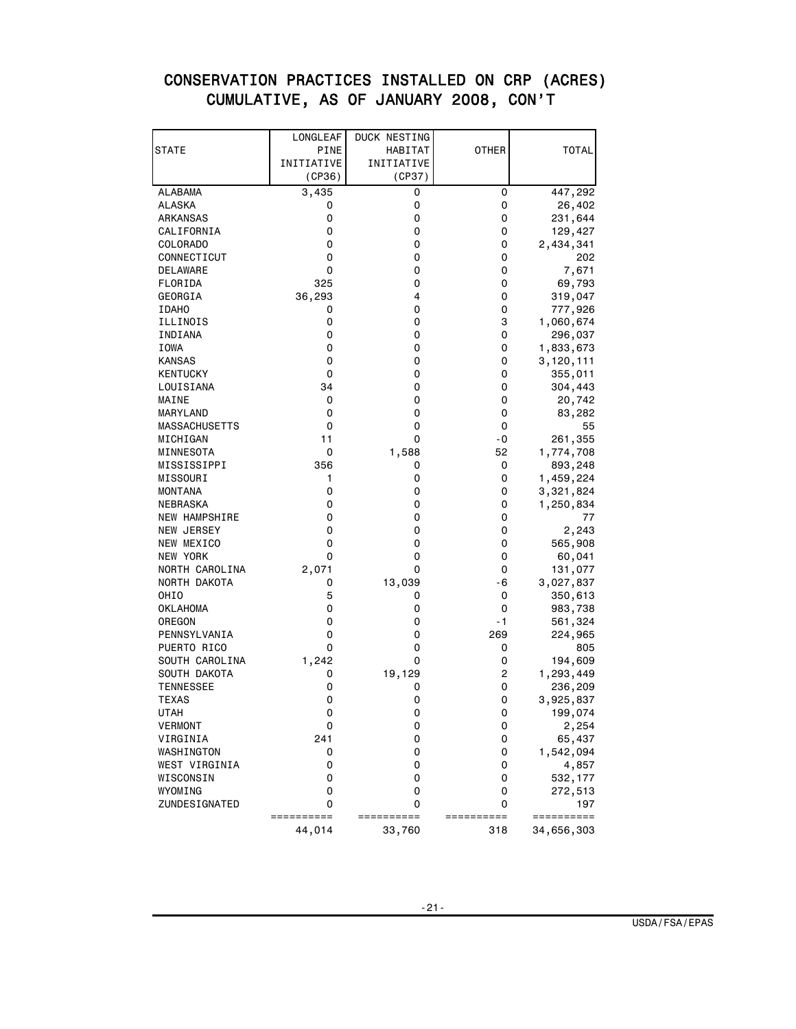# CONSERVATION PRACTICES INSTALLED ON CRP (ACRES)
## CUMULATIVE, AS OF JANUARY 2008, CON'T

| STATE | LONGLEAF PINE INITIATIVE (CP36) | DUCK NESTING HABITAT INITIATIVE (CP37) | OTHER | TOTAL |
|---|---|---|---|---|
| ALABAMA | 3,435 | 0 | 0 | 447,292 |
| ALASKA | 0 | 0 | 0 | 26,402 |
| ARKANSAS | 0 | 0 | 0 | 231,644 |
| CALIFORNIA | 0 | 0 | 0 | 129,427 |
| COLORADO | 0 | 0 | 0 | 2,434,341 |
| CONNECTICUT | 0 | 0 | 0 | 202 |
| DELAWARE | 0 | 0 | 0 | 7,671 |
| FLORIDA | 325 | 0 | 0 | 69,793 |
| GEORGIA | 36,293 | 4 | 0 | 319,047 |
| IDAHO | 0 | 0 | 0 | 777,926 |
| ILLINOIS | 0 | 0 | 3 | 1,060,674 |
| INDIANA | 0 | 0 | 0 | 296,037 |
| IOWA | 0 | 0 | 0 | 1,833,673 |
| KANSAS | 0 | 0 | 0 | 3,120,111 |
| KENTUCKY | 0 | 0 | 0 | 355,011 |
| LOUISIANA | 34 | 0 | 0 | 304,443 |
| MAINE | 0 | 0 | 0 | 20,742 |
| MARYLAND | 0 | 0 | 0 | 83,282 |
| MASSACHUSETTS | 0 | 0 | 0 | 55 |
| MICHIGAN | 11 | 0 | -0 | 261,355 |
| MINNESOTA | 0 | 1,588 | 52 | 1,774,708 |
| MISSISSIPPI | 356 | 0 | 0 | 893,248 |
| MISSOURI | 1 | 0 | 0 | 1,459,224 |
| MONTANA | 0 | 0 | 0 | 3,321,824 |
| NEBRASKA | 0 | 0 | 0 | 1,250,834 |
| NEW HAMPSHIRE | 0 | 0 | 0 | 77 |
| NEW JERSEY | 0 | 0 | 0 | 2,243 |
| NEW MEXICO | 0 | 0 | 0 | 565,908 |
| NEW YORK | 0 | 0 | 0 | 60,041 |
| NORTH CAROLINA | 2,071 | 0 | 0 | 131,077 |
| NORTH DAKOTA | 0 | 13,039 | -6 | 3,027,837 |
| OHIO | 5 | 0 | 0 | 350,613 |
| OKLAHOMA | 0 | 0 | 0 | 983,738 |
| OREGON | 0 | 0 | -1 | 561,324 |
| PENNSYLVANIA | 0 | 0 | 269 | 224,965 |
| PUERTO RICO | 0 | 0 | 0 | 805 |
| SOUTH CAROLINA | 1,242 | 0 | 0 | 194,609 |
| SOUTH DAKOTA | 0 | 19,129 | 2 | 1,293,449 |
| TENNESSEE | 0 | 0 | 0 | 236,209 |
| TEXAS | 0 | 0 | 0 | 3,925,837 |
| UTAH | 0 | 0 | 0 | 199,074 |
| VERMONT | 0 | 0 | 0 | 2,254 |
| VIRGINIA | 241 | 0 | 0 | 65,437 |
| WASHINGTON | 0 | 0 | 0 | 1,542,094 |
| WEST VIRGINIA | 0 | 0 | 0 | 4,857 |
| WISCONSIN | 0 | 0 | 0 | 532,177 |
| WYOMING | 0 | 0 | 0 | 272,513 |
| ZUNDESIGNATED | 0 | 0 | 0 | 197 |
| | 44,014 | 33,760 | 318 | 34,656,303 |

USDA/FSA/EPAS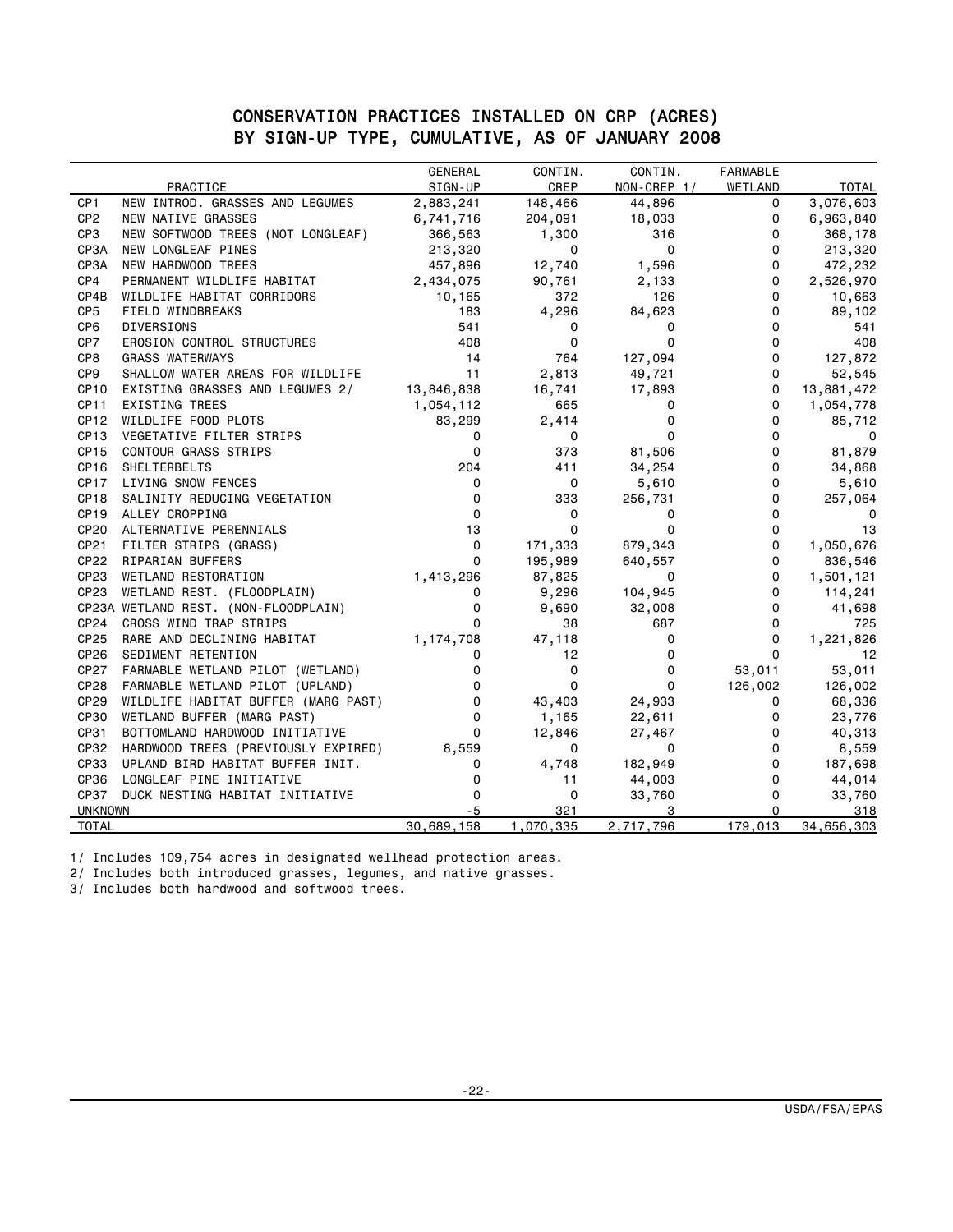# CONSERVATION PRACTICES INSTALLED ON CRP (ACRES)
## BY SIGN-UP TYPE, CUMULATIVE, AS OF JANUARY 2008

| | PRACTICE | GENERAL SIGN-UP | CONTIN. CREP | CONTIN. NON-CREP 1/ | FARMABLE WETLAND | TOTAL |
|---|---|---|---|---|---|---|
| CP1 | NEW INTROD. GRASSES AND LEGUMES | 2,883,241 | 148,466 | 44,896 | 0 | 3,076,603 |
| CP2 | NEW NATIVE GRASSES | 6,741,716 | 204,091 | 18,033 | 0 | 6,963,840 |
| CP3 | NEW SOFTWOOD TREES (NOT LONGLEAF) | 366,563 | 1,300 | 316 | 0 | 368,178 |
| CP3A | NEW LONGLEAF PINES | 213,320 | 0 | 0 | 0 | 213,320 |
| CP3A | NEW HARDWOOD TREES | 457,896 | 12,740 | 1,596 | 0 | 472,232 |
| CP4 | PERMANENT WILDLIFE HABITAT | 2,434,075 | 90,761 | 2,133 | 0 | 2,526,970 |
| CP4B | WILDLIFE HABITAT CORRIDORS | 10,165 | 372 | 126 | 0 | 10,663 |
| CP5 | FIELD WINDBREAKS | 183 | 4,296 | 84,623 | 0 | 89,102 |
| CP6 | DIVERSIONS | 541 | 0 | 0 | 0 | 541 |
| CP7 | EROSION CONTROL STRUCTURES | 408 | 0 | 0 | 0 | 408 |
| CP8 | GRASS WATERWAYS | 14 | 764 | 127,094 | 0 | 127,872 |
| CP9 | SHALLOW WATER AREAS FOR WILDLIFE | 11 | 2,813 | 49,721 | 0 | 52,545 |
| CP10 | EXISTING GRASSES AND LEGUMES 2/ | 13,846,838 | 16,741 | 17,893 | 0 | 13,881,472 |
| CP11 | EXISTING TREES | 1,054,112 | 665 | 0 | 0 | 1,054,778 |
| CP12 | WILDLIFE FOOD PLOTS | 83,299 | 2,414 | 0 | 0 | 85,712 |
| CP13 | VEGETATIVE FILTER STRIPS | 0 | 0 | 0 | 0 | 0 |
| CP15 | CONTOUR GRASS STRIPS | 0 | 373 | 81,506 | 0 | 81,879 |
| CP16 | SHELTERBELTS | 204 | 411 | 34,254 | 0 | 34,868 |
| CP17 | LIVING SNOW FENCES | 0 | 0 | 5,610 | 0 | 5,610 |
| CP18 | SALINITY REDUCING VEGETATION | 0 | 333 | 256,731 | 0 | 257,064 |
| CP19 | ALLEY CROPPING | 0 | 0 | 0 | 0 | 0 |
| CP20 | ALTERNATIVE PERENNIALS | 13 | 0 | 0 | 0 | 13 |
| CP21 | FILTER STRIPS (GRASS) | 0 | 171,333 | 879,343 | 0 | 1,050,676 |
| CP22 | RIPARIAN BUFFERS | 0 | 195,989 | 640,557 | 0 | 836,546 |
| CP23 | WETLAND RESTORATION | 1,413,296 | 87,825 | 0 | 0 | 1,501,121 |
| CP23 | WETLAND REST. (FLOODPLAIN) | 0 | 9,296 | 104,945 | 0 | 114,241 |
| CP23A | WETLAND REST. (NON-FLOODPLAIN) | 0 | 9,690 | 32,008 | 0 | 41,698 |
| CP24 | CROSS WIND TRAP STRIPS | 0 | 38 | 687 | 0 | 725 |
| CP25 | RARE AND DECLINING HABITAT | 1,174,708 | 47,118 | 0 | 0 | 1,221,826 |
| CP26 | SEDIMENT RETENTION | 0 | 12 | 0 | 0 | 12 |
| CP27 | FARMABLE WETLAND PILOT (WETLAND) | 0 | 0 | 0 | 53,011 | 53,011 |
| CP28 | FARMABLE WETLAND PILOT (UPLAND) | 0 | 0 | 0 | 126,002 | 126,002 |
| CP29 | WILDLIFE HABITAT BUFFER (MARG PAST) | 0 | 43,403 | 24,933 | 0 | 68,336 |
| CP30 | WETLAND BUFFER (MARG PAST) | 0 | 1,165 | 22,611 | 0 | 23,776 |
| CP31 | BOTTOMLAND HARDWOOD INITIATIVE | 0 | 12,846 | 27,467 | 0 | 40,313 |
| CP32 | HARDWOOD TREES (PREVIOUSLY EXPIRED) | 8,559 | 0 | 0 | 0 | 8,559 |
| CP33 | UPLAND BIRD HABITAT BUFFER INIT. | 0 | 4,748 | 182,949 | 0 | 187,698 |
| CP36 | LONGLEAF PINE INITIATIVE | 0 | 11 | 44,003 | 0 | 44,014 |
| CP37 | DUCK NESTING HABITAT INITIATIVE | 0 | 0 | 33,760 | 0 | 33,760 |
| UNKNOWN | | -5 | 321 | 3 | 0 | 318 |
| TOTAL | | 30,689,158 | 1,070,335 | 2,717,796 | 179,013 | 34,656,303 |

1/ Includes 109,754 acres in designated wellhead protection areas.

2/ Includes both introduced grasses, legumes, and native grasses.

3/ Includes both hardwood and softwood trees.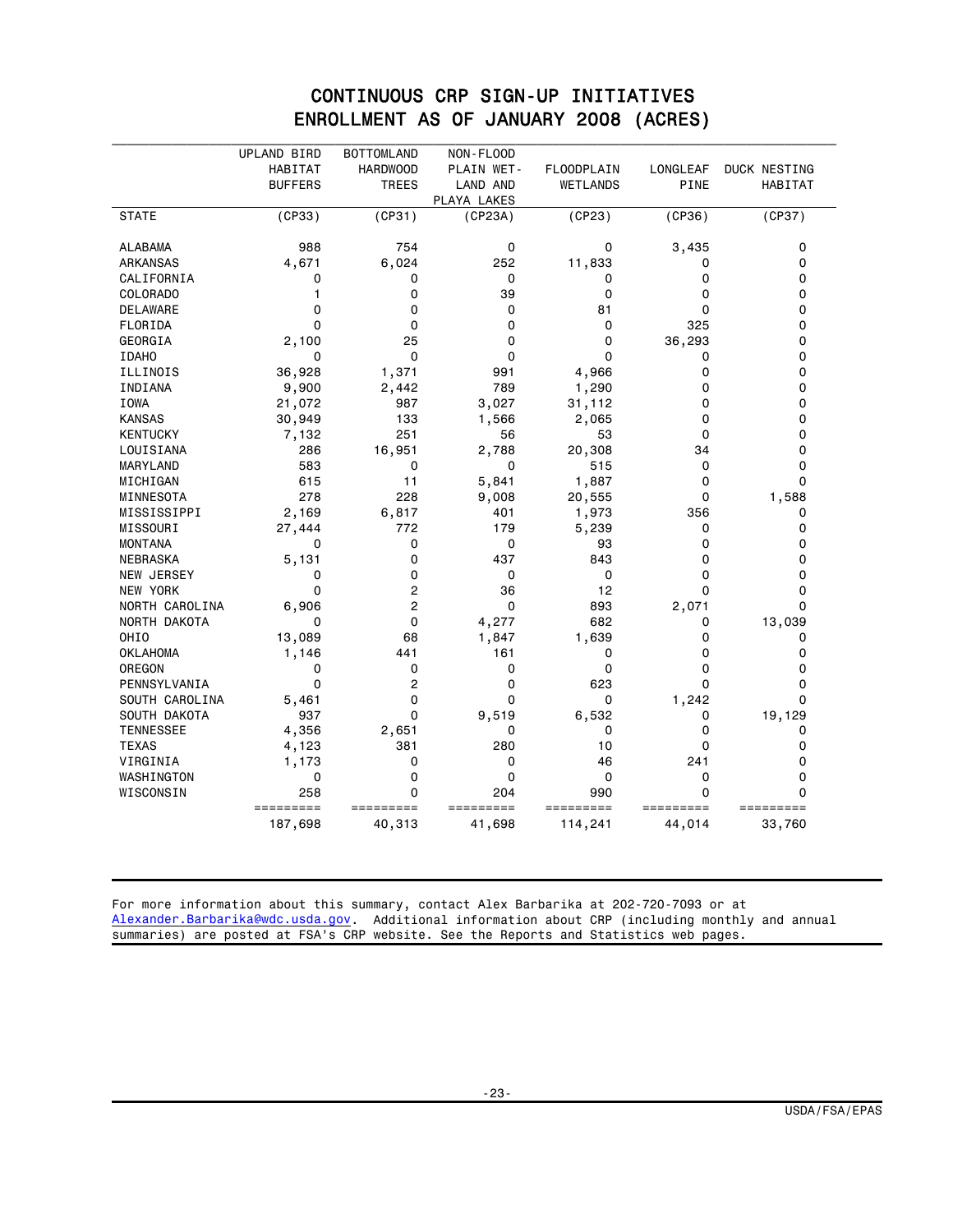# CONTINUOUS CRP SIGN-UP INITIATIVES
# ENROLLMENT AS OF JANUARY 2008 (ACRES)

| STATE | UPLAND BIRD HABITAT BUFFERS (CP33) | BOTTOMLAND HARDWOOD TREES (CP31) | NON-FLOOD PLAIN WET-LAND AND PLAYA LAKES (CP23A) | FLOODPLAIN WETLANDS (CP23) | LONGLEAF PINE (CP36) | DUCK NESTING HABITAT (CP37) |
|---|---|---|---|---|---|---|
| ALABAMA | 988 | 754 | 0 | 0 | 3,435 | 0 |
| ARKANSAS | 4,671 | 6,024 | 252 | 11,833 | 0 | 0 |
| CALIFORNIA | 0 | 0 | 0 | 0 | 0 | 0 |
| COLORADO | 1 | 0 | 39 | 0 | 0 | 0 |
| DELAWARE | 0 | 0 | 0 | 81 | 0 | 0 |
| FLORIDA | 0 | 0 | 0 | 0 | 325 | 0 |
| GEORGIA | 2,100 | 25 | 0 | 0 | 36,293 | 0 |
| IDAHO | 0 | 0 | 0 | 0 | 0 | 0 |
| ILLINOIS | 36,928 | 1,371 | 991 | 4,966 | 0 | 0 |
| INDIANA | 9,900 | 2,442 | 789 | 1,290 | 0 | 0 |
| IOWA | 21,072 | 987 | 3,027 | 31,112 | 0 | 0 |
| KANSAS | 30,949 | 133 | 1,566 | 2,065 | 0 | 0 |
| KENTUCKY | 7,132 | 251 | 56 | 53 | 0 | 0 |
| LOUISIANA | 286 | 16,951 | 2,788 | 20,308 | 34 | 0 |
| MARYLAND | 583 | 0 | 0 | 515 | 0 | 0 |
| MICHIGAN | 615 | 11 | 5,841 | 1,887 | 0 | 0 |
| MINNESOTA | 278 | 228 | 9,008 | 20,555 | 0 | 1,588 |
| MISSISSIPPI | 2,169 | 6,817 | 401 | 1,973 | 356 | 0 |
| MISSOURI | 27,444 | 772 | 179 | 5,239 | 0 | 0 |
| MONTANA | 0 | 0 | 0 | 93 | 0 | 0 |
| NEBRASKA | 5,131 | 0 | 437 | 843 | 0 | 0 |
| NEW JERSEY | 0 | 0 | 0 | 0 | 0 | 0 |
| NEW YORK | 0 | 2 | 36 | 12 | 0 | 0 |
| NORTH CAROLINA | 6,906 | 2 | 0 | 893 | 2,071 | 0 |
| NORTH DAKOTA | 0 | 0 | 4,277 | 682 | 0 | 13,039 |
| OHIO | 13,089 | 68 | 1,847 | 1,639 | 0 | 0 |
| OKLAHOMA | 1,146 | 441 | 161 | 0 | 0 | 0 |
| OREGON | 0 | 0 | 0 | 0 | 0 | 0 |
| PENNSYLVANIA | 0 | 2 | 0 | 623 | 0 | 0 |
| SOUTH CAROLINA | 5,461 | 0 | 0 | 0 | 1,242 | 0 |
| SOUTH DAKOTA | 937 | 0 | 9,519 | 6,532 | 0 | 19,129 |
| TENNESSEE | 4,356 | 2,651 | 0 | 0 | 0 | 0 |
| TEXAS | 4,123 | 381 | 280 | 10 | 0 | 0 |
| VIRGINIA | 1,173 | 0 | 0 | 46 | 241 | 0 |
| WASHINGTON | 0 | 0 | 0 | 0 | 0 | 0 |
| WISCONSIN | 258 | 0 | 204 | 990 | 0 | 0 |
| | ========= | ========= | ========= | ========= | ========= | ========= |
| | 187,698 | 40,313 | 41,698 | 114,241 | 44,014 | 33,760 |

For more information about this summary, contact Alex Barbarika at 202-720-7093 or at Alexander.Barbarika@wdc.usda.gov. Additional information about CRP (including monthly and annual summaries) are posted at FSA's CRP website. See the Reports and Statistics web pages.